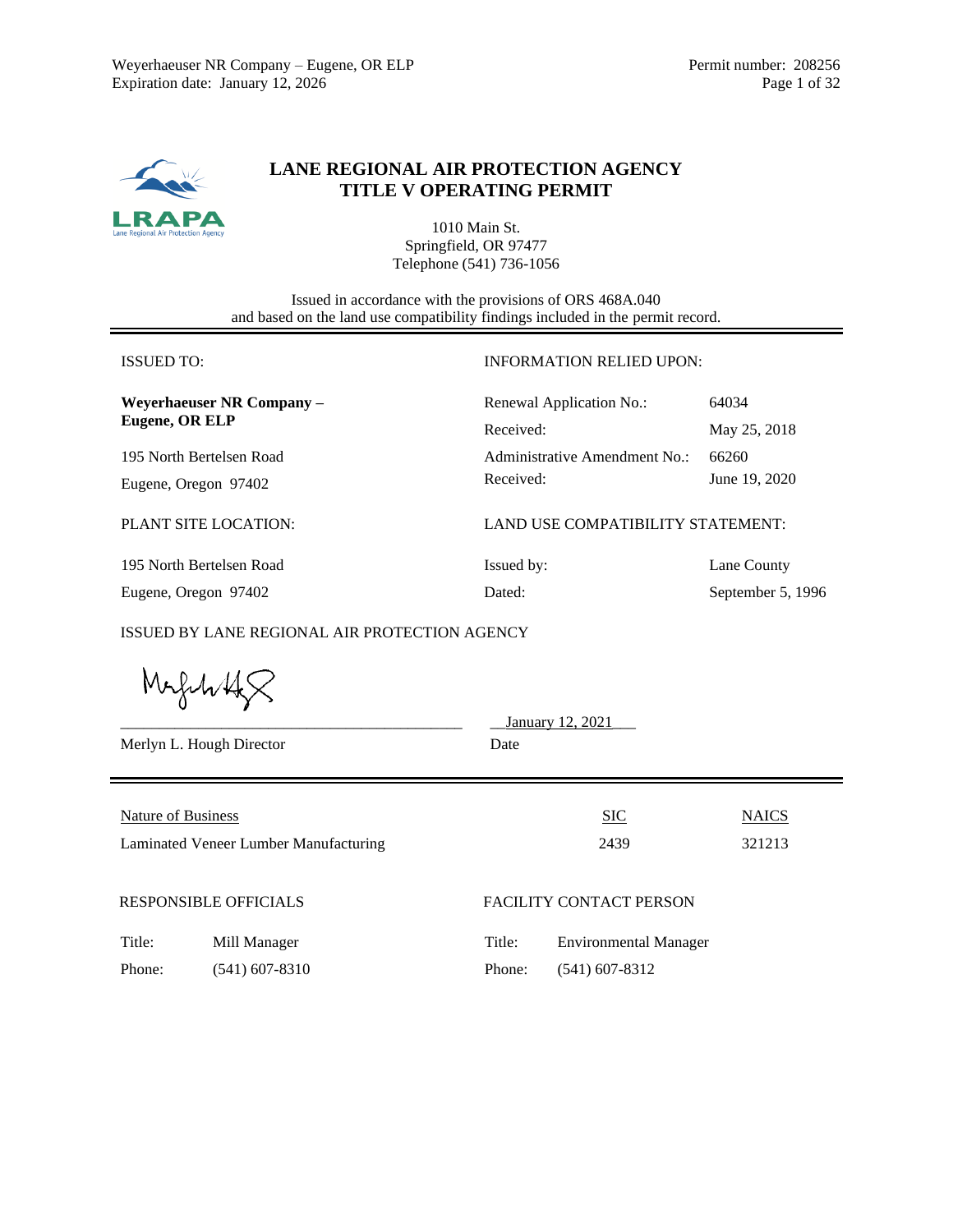# LANE REGIONAL AIR PROTECTION AGENCY
# TITLE V OPERATING PERMIT

1010 Main St.
Springfield, OR 97477
Telephone (541) 736-1056

Issued in accordance with the provisions of ORS 468A.040
and based on the land use compatibility findings included in the permit record.

---

| ISSUED TO: | INFORMATION RELIED UPON: | |
|---|---|---|
| **Weyerhaeuser NR Company – Eugene, OR ELP** | Renewal Application No.: | 64034 |
| | Received: | May 25, 2018 |
| 195 North Bertelsen Road | Administrative Amendment No.: | 66260 |
| Eugene, Oregon 97402 | Received: | June 19, 2020 |

| PLANT SITE LOCATION: | LAND USE COMPATIBILITY STATEMENT: | |
|---|---|---|
| 195 North Bertelsen Road | Issued by: | Lane County |
| Eugene, Oregon 97402 | Dated: | September 5, 1996 |

ISSUED BY LANE REGIONAL AIR PROTECTION AGENCY

_______________________________ January 12, 2021

Merlyn L. Hough Director  Date

---

| Nature of Business | SIC | NAICS |
|---|---|---|
| Laminated Veneer Lumber Manufacturing | 2439 | 321213 |

| RESPONSIBLE OFFICIALS | | FACILITY CONTACT PERSON | |
|---|---|---|---|
| Title: | Mill Manager | Title: | Environmental Manager |
| Phone: | (541) 607-8310 | Phone: | (541) 607-8312 |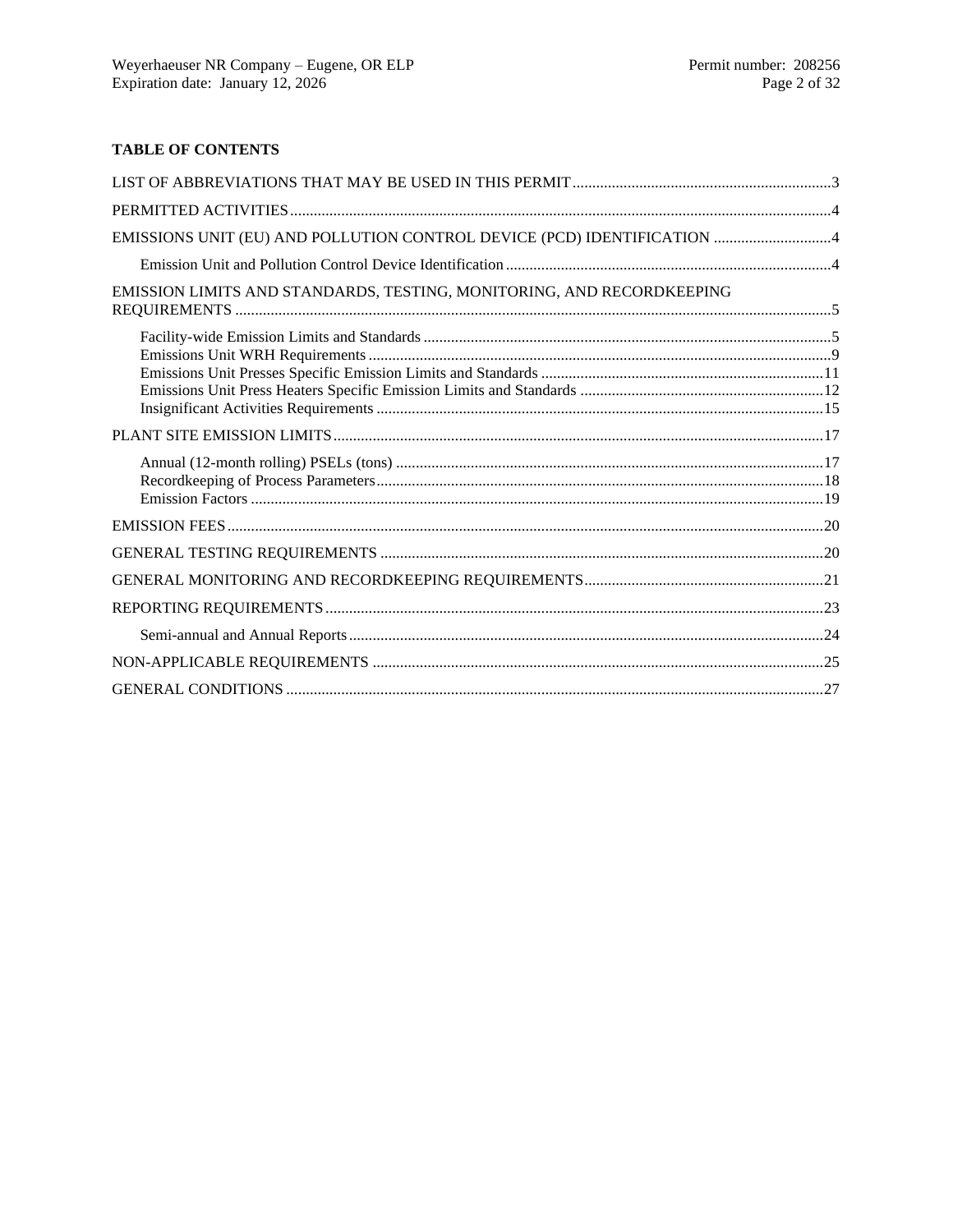## TABLE OF CONTENTS

LIST OF ABBREVIATIONS THAT MAY BE USED IN THIS PERMIT ..... 3

PERMITTED ACTIVITIES ..... 4

EMISSIONS UNIT (EU) AND POLLUTION CONTROL DEVICE (PCD) IDENTIFICATION ..... 4

- Emission Unit and Pollution Control Device Identification ..... 4

EMISSION LIMITS AND STANDARDS, TESTING, MONITORING, AND RECORDKEEPING REQUIREMENTS ..... 5

- Facility-wide Emission Limits and Standards ..... 5
- Emissions Unit WRH Requirements ..... 9
- Emissions Unit Presses Specific Emission Limits and Standards ..... 11
- Emissions Unit Press Heaters Specific Emission Limits and Standards ..... 12
- Insignificant Activities Requirements ..... 15

PLANT SITE EMISSION LIMITS ..... 17

- Annual (12-month rolling) PSELs (tons) ..... 17
- Recordkeeping of Process Parameters ..... 18
- Emission Factors ..... 19

EMISSION FEES ..... 20

GENERAL TESTING REQUIREMENTS ..... 20

GENERAL MONITORING AND RECORDKEEPING REQUIREMENTS ..... 21

REPORTING REQUIREMENTS ..... 23

- Semi-annual and Annual Reports ..... 24

NON-APPLICABLE REQUIREMENTS ..... 25

GENERAL CONDITIONS ..... 27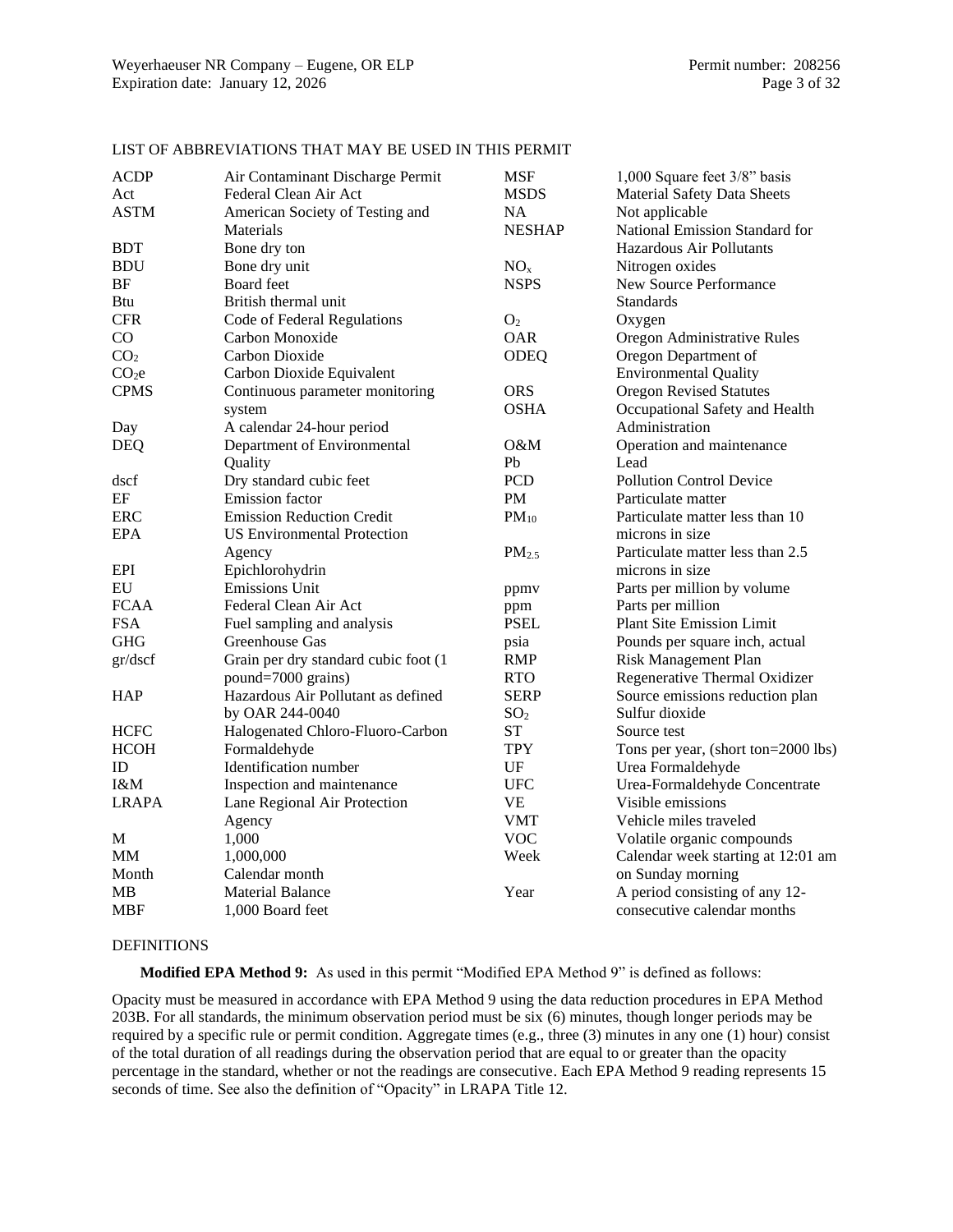LIST OF ABBREVIATIONS THAT MAY BE USED IN THIS PERMIT

| | | | |
|---|---|---|---|
| ACDP | Air Contaminant Discharge Permit | MSF | 1,000 Square feet 3/8" basis |
| Act | Federal Clean Air Act | MSDS | Material Safety Data Sheets |
| ASTM | American Society of Testing and Materials | NA | Not applicable |
| BDT | Bone dry ton | NESHAP | National Emission Standard for Hazardous Air Pollutants |
| BDU | Bone dry unit | $NO_x$ | Nitrogen oxides |
| BF | Board feet | NSPS | New Source Performance Standards |
| Btu | British thermal unit | $O_2$ | Oxygen |
| CFR | Code of Federal Regulations | OAR | Oregon Administrative Rules |
| CO | Carbon Monoxide | ODEQ | Oregon Department of Environmental Quality |
| $CO_2$ | Carbon Dioxide | ORS | Oregon Revised Statutes |
| $CO_2e$ | Carbon Dioxide Equivalent | OSHA | Occupational Safety and Health Administration |
| CPMS | Continuous parameter monitoring system | O&M | Operation and maintenance |
| Day | A calendar 24-hour period | Pb | Lead |
| DEQ | Department of Environmental Quality | PCD | Pollution Control Device |
| dscf | Dry standard cubic feet | PM | Particulate matter |
| EF | Emission factor | $PM_{10}$ | Particulate matter less than 10 microns in size |
| ERC | Emission Reduction Credit | $PM_{2.5}$ | Particulate matter less than 2.5 microns in size |
| EPA | US Environmental Protection Agency | ppmv | Parts per million by volume |
| EPI | Epichlorohydrin | ppm | Parts per million |
| EU | Emissions Unit | PSEL | Plant Site Emission Limit |
| FCAA | Federal Clean Air Act | psia | Pounds per square inch, actual |
| FSA | Fuel sampling and analysis | RMP | Risk Management Plan |
| GHG | Greenhouse Gas | RTO | Regenerative Thermal Oxidizer |
| gr/dscf | Grain per dry standard cubic foot (1 pound=7000 grains) | SERP | Source emissions reduction plan |
| HAP | Hazardous Air Pollutant as defined by OAR 244-0040 | $SO_2$ | Sulfur dioxide |
| HCFC | Halogenated Chloro-Fluoro-Carbon | ST | Source test |
| HCOH | Formaldehyde | TPY | Tons per year, (short ton=2000 lbs) |
| ID | Identification number | UF | Urea Formaldehyde |
| I&M | Inspection and maintenance | UFC | Urea-Formaldehyde Concentrate |
| LRAPA | Lane Regional Air Protection Agency | VE | Visible emissions |
| M | 1,000 | VMT | Vehicle miles traveled |
| MM | 1,000,000 | VOC | Volatile organic compounds |
| Month | Calendar month | Week | Calendar week starting at 12:01 am on Sunday morning |
| MB | Material Balance | Year | A period consisting of any 12-consecutive calendar months |
| MBF | 1,000 Board feet | | |

DEFINITIONS

**Modified EPA Method 9:** As used in this permit "Modified EPA Method 9" is defined as follows:

Opacity must be measured in accordance with EPA Method 9 using the data reduction procedures in EPA Method 203B. For all standards, the minimum observation period must be six (6) minutes, though longer periods may be required by a specific rule or permit condition. Aggregate times (e.g., three (3) minutes in any one (1) hour) consist of the total duration of all readings during the observation period that are equal to or greater than the opacity percentage in the standard, whether or not the readings are consecutive. Each EPA Method 9 reading represents 15 seconds of time. See also the definition of "Opacity" in LRAPA Title 12.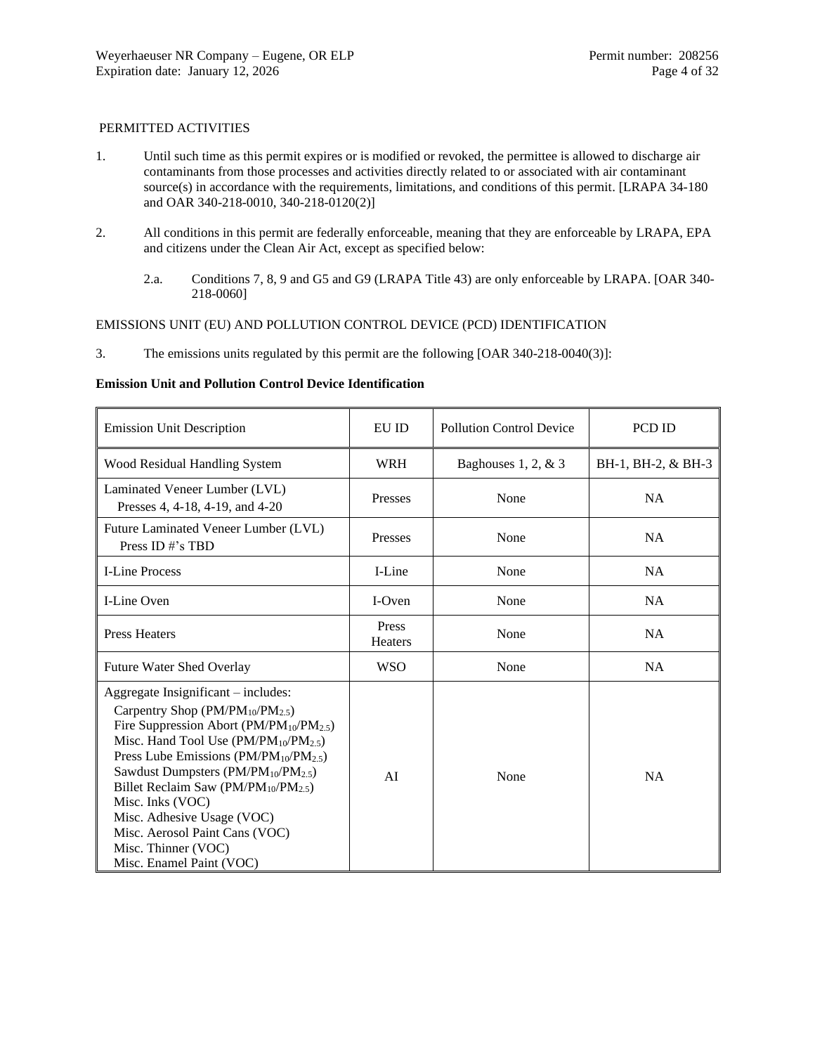## PERMITTED ACTIVITIES

1. Until such time as this permit expires or is modified or revoked, the permittee is allowed to discharge air contaminants from those processes and activities directly related to or associated with air contaminant source(s) in accordance with the requirements, limitations, and conditions of this permit. [LRAPA 34-180 and OAR 340-218-0010, 340-218-0120(2)]

2. All conditions in this permit are federally enforceable, meaning that they are enforceable by LRAPA, EPA and citizens under the Clean Air Act, except as specified below:

   2.a. Conditions 7, 8, 9 and G5 and G9 (LRAPA Title 43) are only enforceable by LRAPA. [OAR 340-218-0060]

## EMISSIONS UNIT (EU) AND POLLUTION CONTROL DEVICE (PCD) IDENTIFICATION

3. The emissions units regulated by this permit are the following [OAR 340-218-0040(3)]:

**Emission Unit and Pollution Control Device Identification**

| Emission Unit Description | EU ID | Pollution Control Device | PCD ID |
|---|---|---|---|
| Wood Residual Handling System | WRH | Baghouses 1, 2, & 3 | BH-1, BH-2, & BH-3 |
| Laminated Veneer Lumber (LVL) Presses 4, 4-18, 4-19, and 4-20 | Presses | None | NA |
| Future Laminated Veneer Lumber (LVL) Press ID #'s TBD | Presses | None | NA |
| I-Line Process | I-Line | None | NA |
| I-Line Oven | I-Oven | None | NA |
| Press Heaters | Press Heaters | None | NA |
| Future Water Shed Overlay | WSO | None | NA |
| Aggregate Insignificant – includes:<br>Carpentry Shop ($PM/PM_{10}/PM_{2.5}$)<br>Fire Suppression Abort ($PM/PM_{10}/PM_{2.5}$)<br>Misc. Hand Tool Use ($PM/PM_{10}/PM_{2.5}$)<br>Press Lube Emissions ($PM/PM_{10}/PM_{2.5}$)<br>Sawdust Dumpsters ($PM/PM_{10}/PM_{2.5}$)<br>Billet Reclaim Saw ($PM/PM_{10}/PM_{2.5}$)<br>Misc. Inks (VOC)<br>Misc. Adhesive Usage (VOC)<br>Misc. Aerosol Paint Cans (VOC)<br>Misc. Thinner (VOC)<br>Misc. Enamel Paint (VOC) | AI | None | NA |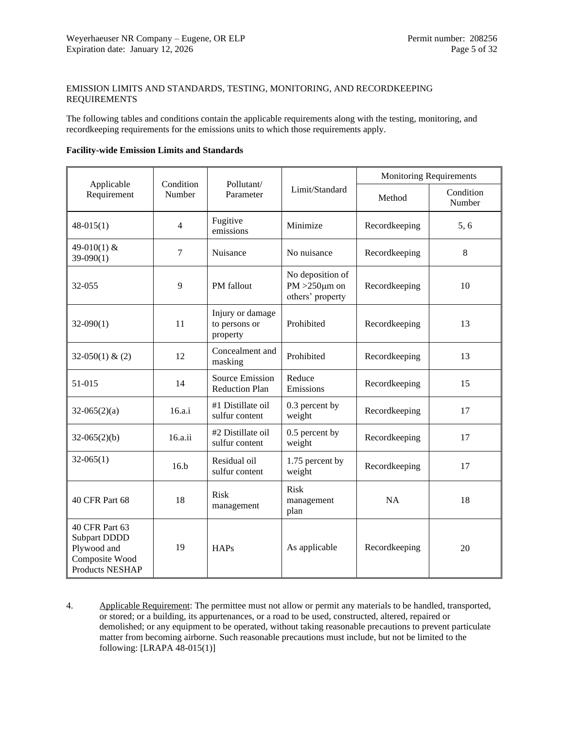EMISSION LIMITS AND STANDARDS, TESTING, MONITORING, AND RECORDKEEPING REQUIREMENTS

The following tables and conditions contain the applicable requirements along with the testing, monitoring, and recordkeeping requirements for the emissions units to which those requirements apply.

**Facility-wide Emission Limits and Standards**

| Applicable Requirement | Condition Number | Pollutant/ Parameter | Limit/Standard | Monitoring Requirements | |
|---|---|---|---|---|---|
| | | | | Method | Condition Number |
| 48-015(1) | 4 | Fugitive emissions | Minimize | Recordkeeping | 5, 6 |
| 49-010(1) & 39-090(1) | 7 | Nuisance | No nuisance | Recordkeeping | 8 |
| 32-055 | 9 | PM fallout | No deposition of PM >250μm on others' property | Recordkeeping | 10 |
| 32-090(1) | 11 | Injury or damage to persons or property | Prohibited | Recordkeeping | 13 |
| 32-050(1) & (2) | 12 | Concealment and masking | Prohibited | Recordkeeping | 13 |
| 51-015 | 14 | Source Emission Reduction Plan | Reduce Emissions | Recordkeeping | 15 |
| 32-065(2)(a) | 16.a.i | #1 Distillate oil sulfur content | 0.3 percent by weight | Recordkeeping | 17 |
| 32-065(2)(b) | 16.a.ii | #2 Distillate oil sulfur content | 0.5 percent by weight | Recordkeeping | 17 |
| 32-065(1) | 16.b | Residual oil sulfur content | 1.75 percent by weight | Recordkeeping | 17 |
| 40 CFR Part 68 | 18 | Risk management | Risk management plan | NA | 18 |
| 40 CFR Part 63 Subpart DDDD Plywood and Composite Wood Products NESHAP | 19 | HAPs | As applicable | Recordkeeping | 20 |

4. Applicable Requirement: The permittee must not allow or permit any materials to be handled, transported, or stored; or a building, its appurtenances, or a road to be used, constructed, altered, repaired or demolished; or any equipment to be operated, without taking reasonable precautions to prevent particulate matter from becoming airborne. Such reasonable precautions must include, but not be limited to the following: [LRAPA 48-015(1)]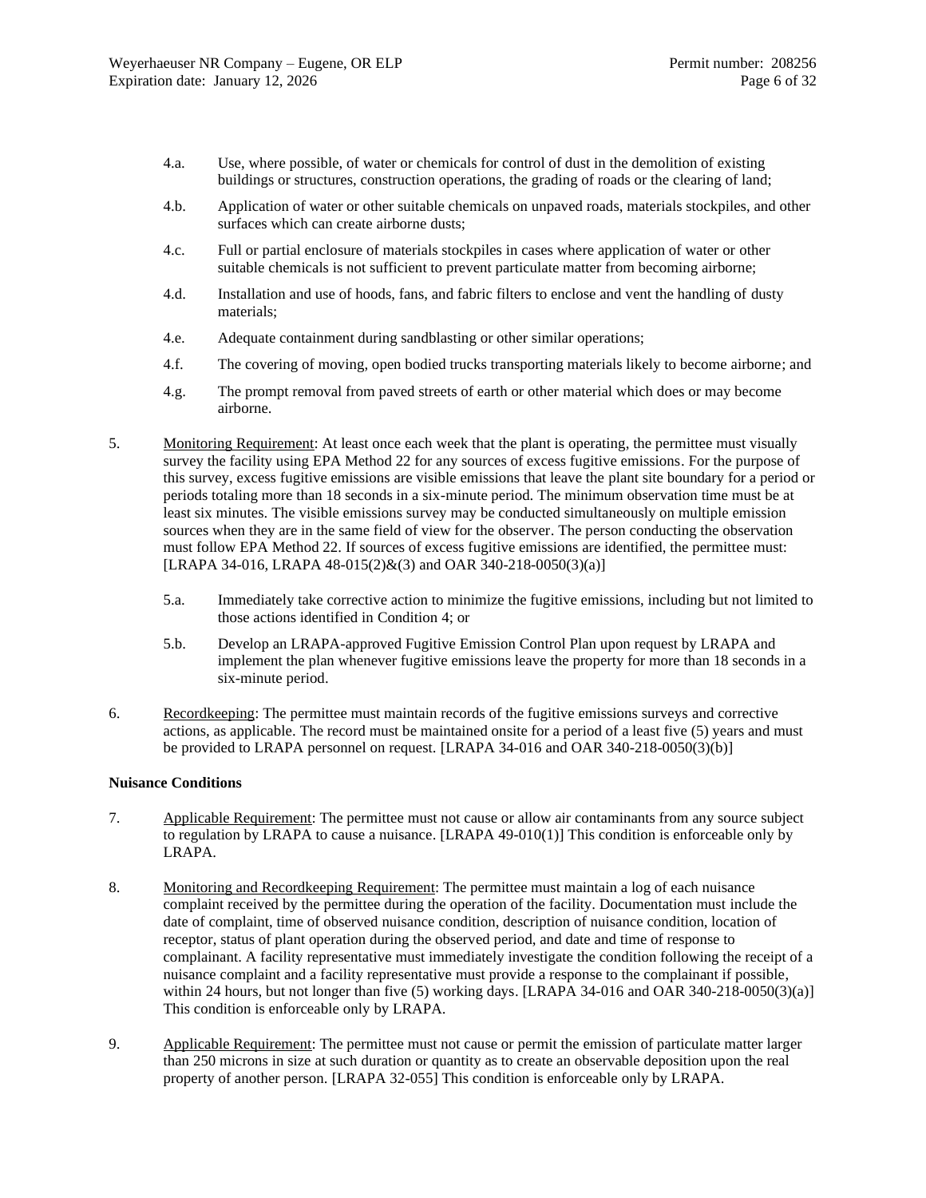4.a. Use, where possible, of water or chemicals for control of dust in the demolition of existing buildings or structures, construction operations, the grading of roads or the clearing of land;

4.b. Application of water or other suitable chemicals on unpaved roads, materials stockpiles, and other surfaces which can create airborne dusts;

4.c. Full or partial enclosure of materials stockpiles in cases where application of water or other suitable chemicals is not sufficient to prevent particulate matter from becoming airborne;

4.d. Installation and use of hoods, fans, and fabric filters to enclose and vent the handling of dusty materials;

4.e. Adequate containment during sandblasting or other similar operations;

4.f. The covering of moving, open bodied trucks transporting materials likely to become airborne; and

4.g. The prompt removal from paved streets of earth or other material which does or may become airborne.

5. Monitoring Requirement: At least once each week that the plant is operating, the permittee must visually survey the facility using EPA Method 22 for any sources of excess fugitive emissions. For the purpose of this survey, excess fugitive emissions are visible emissions that leave the plant site boundary for a period or periods totaling more than 18 seconds in a six-minute period. The minimum observation time must be at least six minutes. The visible emissions survey may be conducted simultaneously on multiple emission sources when they are in the same field of view for the observer. The person conducting the observation must follow EPA Method 22. If sources of excess fugitive emissions are identified, the permittee must: [LRAPA 34-016, LRAPA 48-015(2)&(3) and OAR 340-218-0050(3)(a)]

5.a. Immediately take corrective action to minimize the fugitive emissions, including but not limited to those actions identified in Condition 4; or

5.b. Develop an LRAPA-approved Fugitive Emission Control Plan upon request by LRAPA and implement the plan whenever fugitive emissions leave the property for more than 18 seconds in a six-minute period.

6. Recordkeeping: The permittee must maintain records of the fugitive emissions surveys and corrective actions, as applicable. The record must be maintained onsite for a period of a least five (5) years and must be provided to LRAPA personnel on request. [LRAPA 34-016 and OAR 340-218-0050(3)(b)]

**Nuisance Conditions**

7. Applicable Requirement: The permittee must not cause or allow air contaminants from any source subject to regulation by LRAPA to cause a nuisance. [LRAPA 49-010(1)] This condition is enforceable only by LRAPA.

8. Monitoring and Recordkeeping Requirement: The permittee must maintain a log of each nuisance complaint received by the permittee during the operation of the facility. Documentation must include the date of complaint, time of observed nuisance condition, description of nuisance condition, location of receptor, status of plant operation during the observed period, and date and time of response to complainant. A facility representative must immediately investigate the condition following the receipt of a nuisance complaint and a facility representative must provide a response to the complainant if possible, within 24 hours, but not longer than five (5) working days. [LRAPA 34-016 and OAR 340-218-0050(3)(a)] This condition is enforceable only by LRAPA.

9. Applicable Requirement: The permittee must not cause or permit the emission of particulate matter larger than 250 microns in size at such duration or quantity as to create an observable deposition upon the real property of another person. [LRAPA 32-055] This condition is enforceable only by LRAPA.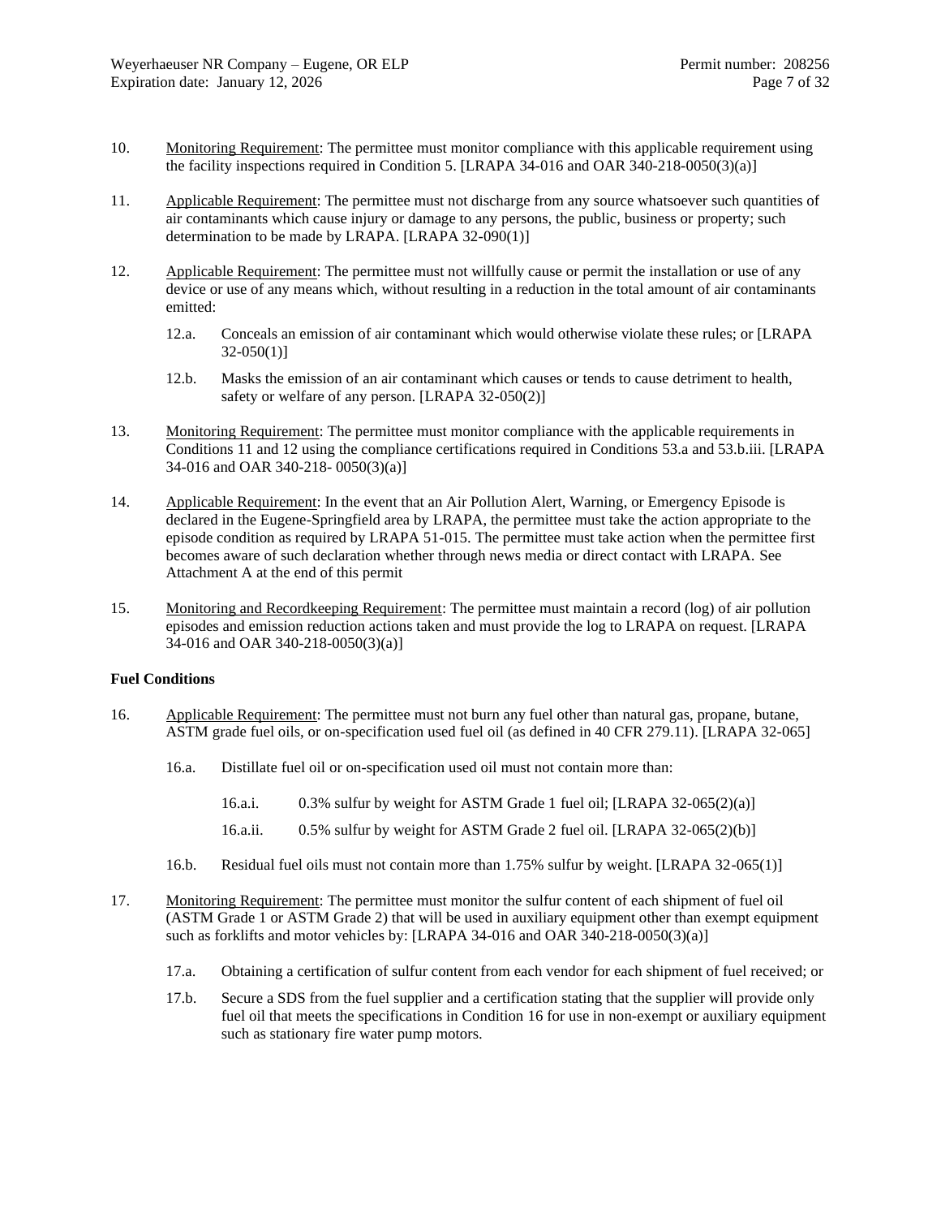10. Monitoring Requirement: The permittee must monitor compliance with this applicable requirement using the facility inspections required in Condition 5. [LRAPA 34-016 and OAR 340-218-0050(3)(a)]

11. Applicable Requirement: The permittee must not discharge from any source whatsoever such quantities of air contaminants which cause injury or damage to any persons, the public, business or property; such determination to be made by LRAPA. [LRAPA 32-090(1)]

12. Applicable Requirement: The permittee must not willfully cause or permit the installation or use of any device or use of any means which, without resulting in a reduction in the total amount of air contaminants emitted:

    12.a. Conceals an emission of air contaminant which would otherwise violate these rules; or [LRAPA 32-050(1)]

    12.b. Masks the emission of an air contaminant which causes or tends to cause detriment to health, safety or welfare of any person. [LRAPA 32-050(2)]

13. Monitoring Requirement: The permittee must monitor compliance with the applicable requirements in Conditions 11 and 12 using the compliance certifications required in Conditions 53.a and 53.b.iii. [LRAPA 34-016 and OAR 340-218- 0050(3)(a)]

14. Applicable Requirement: In the event that an Air Pollution Alert, Warning, or Emergency Episode is declared in the Eugene-Springfield area by LRAPA, the permittee must take the action appropriate to the episode condition as required by LRAPA 51-015. The permittee must take action when the permittee first becomes aware of such declaration whether through news media or direct contact with LRAPA. See Attachment A at the end of this permit

15. Monitoring and Recordkeeping Requirement: The permittee must maintain a record (log) of air pollution episodes and emission reduction actions taken and must provide the log to LRAPA on request. [LRAPA 34-016 and OAR 340-218-0050(3)(a)]

**Fuel Conditions**

16. Applicable Requirement: The permittee must not burn any fuel other than natural gas, propane, butane, ASTM grade fuel oils, or on-specification used fuel oil (as defined in 40 CFR 279.11). [LRAPA 32-065]

    16.a. Distillate fuel oil or on-specification used oil must not contain more than:

        16.a.i. 0.3% sulfur by weight for ASTM Grade 1 fuel oil; [LRAPA 32-065(2)(a)]

        16.a.ii. 0.5% sulfur by weight for ASTM Grade 2 fuel oil. [LRAPA 32-065(2)(b)]

    16.b. Residual fuel oils must not contain more than 1.75% sulfur by weight. [LRAPA 32-065(1)]

17. Monitoring Requirement: The permittee must monitor the sulfur content of each shipment of fuel oil (ASTM Grade 1 or ASTM Grade 2) that will be used in auxiliary equipment other than exempt equipment such as forklifts and motor vehicles by: [LRAPA 34-016 and OAR 340-218-0050(3)(a)]

    17.a. Obtaining a certification of sulfur content from each vendor for each shipment of fuel received; or

    17.b. Secure a SDS from the fuel supplier and a certification stating that the supplier will provide only fuel oil that meets the specifications in Condition 16 for use in non-exempt or auxiliary equipment such as stationary fire water pump motors.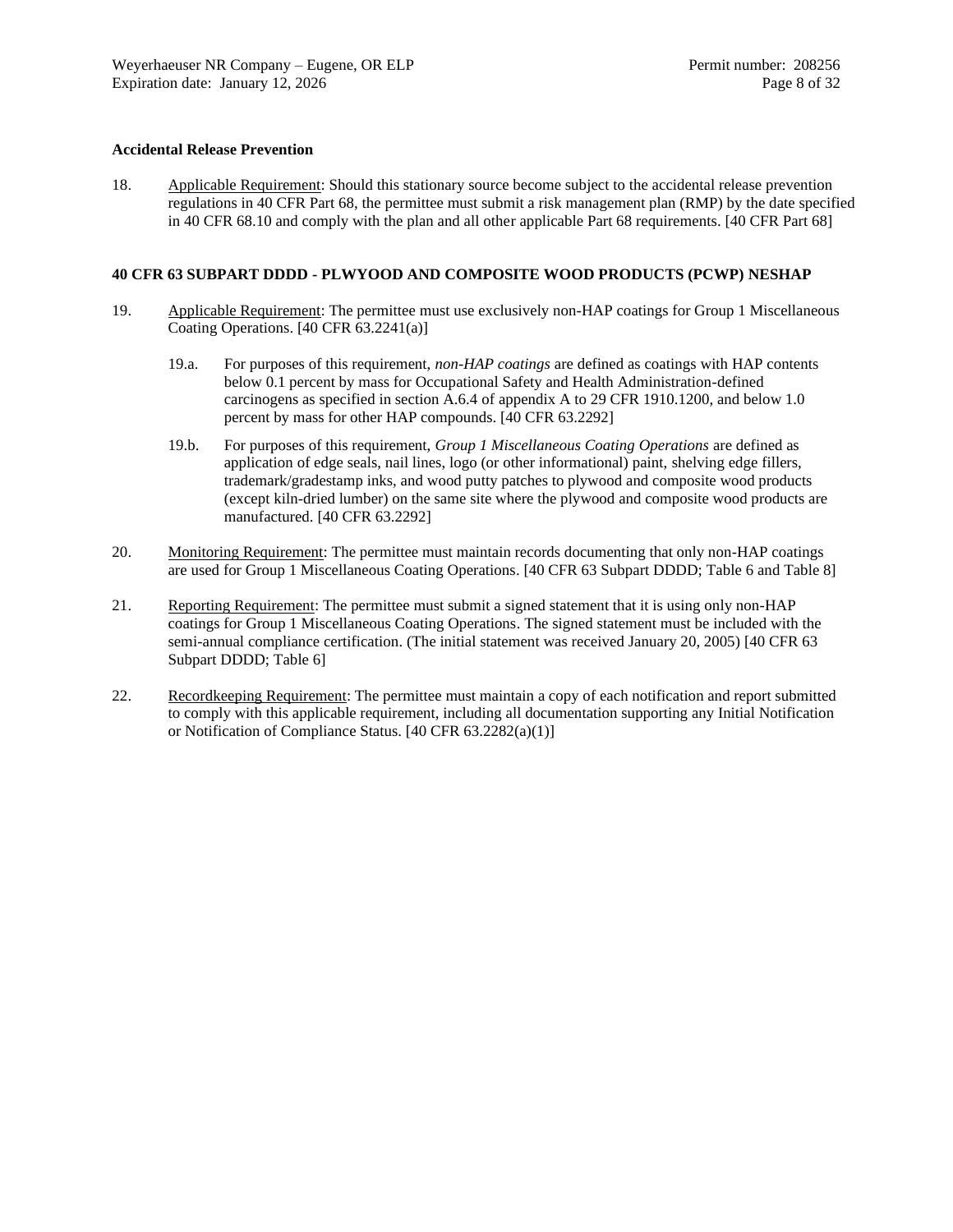**Accidental Release Prevention**

18. Applicable Requirement: Should this stationary source become subject to the accidental release prevention regulations in 40 CFR Part 68, the permittee must submit a risk management plan (RMP) by the date specified in 40 CFR 68.10 and comply with the plan and all other applicable Part 68 requirements. [40 CFR Part 68]

**40 CFR 63 SUBPART DDDD - PLWYOOD AND COMPOSITE WOOD PRODUCTS (PCWP) NESHAP**

19. Applicable Requirement: The permittee must use exclusively non-HAP coatings for Group 1 Miscellaneous Coating Operations. [40 CFR 63.2241(a)]

    19.a. For purposes of this requirement, *non-HAP coatings* are defined as coatings with HAP contents below 0.1 percent by mass for Occupational Safety and Health Administration-defined carcinogens as specified in section A.6.4 of appendix A to 29 CFR 1910.1200, and below 1.0 percent by mass for other HAP compounds. [40 CFR 63.2292]

    19.b. For purposes of this requirement, *Group 1 Miscellaneous Coating Operations* are defined as application of edge seals, nail lines, logo (or other informational) paint, shelving edge fillers, trademark/gradestamp inks, and wood putty patches to plywood and composite wood products (except kiln-dried lumber) on the same site where the plywood and composite wood products are manufactured. [40 CFR 63.2292]

20. Monitoring Requirement: The permittee must maintain records documenting that only non-HAP coatings are used for Group 1 Miscellaneous Coating Operations. [40 CFR 63 Subpart DDDD; Table 6 and Table 8]

21. Reporting Requirement: The permittee must submit a signed statement that it is using only non-HAP coatings for Group 1 Miscellaneous Coating Operations. The signed statement must be included with the semi-annual compliance certification. (The initial statement was received January 20, 2005) [40 CFR 63 Subpart DDDD; Table 6]

22. Recordkeeping Requirement: The permittee must maintain a copy of each notification and report submitted to comply with this applicable requirement, including all documentation supporting any Initial Notification or Notification of Compliance Status. [40 CFR 63.2282(a)(1)]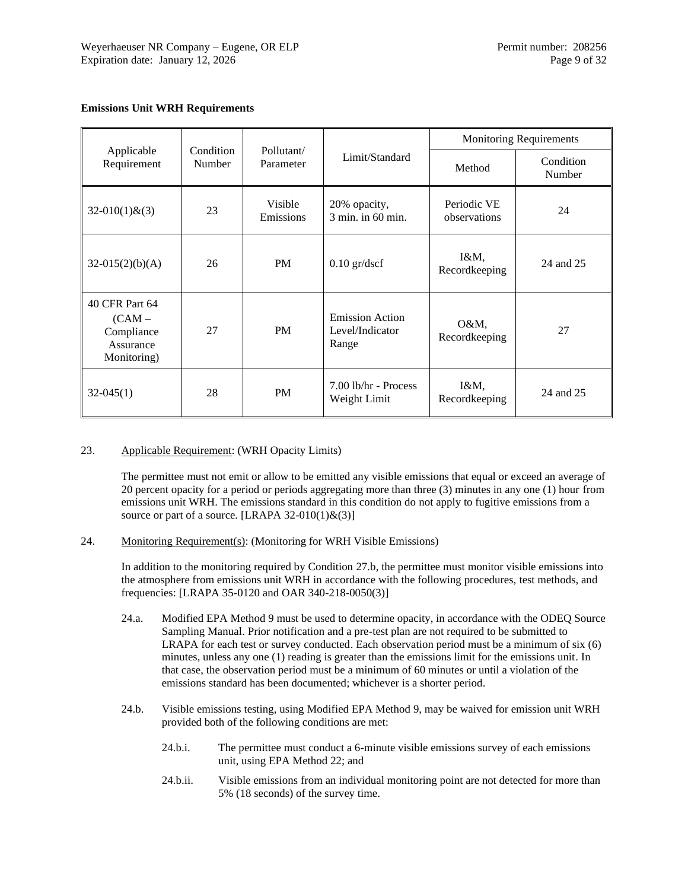**Emissions Unit WRH Requirements**

| Applicable Requirement | Condition Number | Pollutant/ Parameter | Limit/Standard | Monitoring Requirements | |
|---|---|---|---|---|---|
| | | | | Method | Condition Number |
| 32-010(1)&(3) | 23 | Visible Emissions | 20% opacity, 3 min. in 60 min. | Periodic VE observations | 24 |
| 32-015(2)(b)(A) | 26 | PM | 0.10 gr/dscf | I&M, Recordkeeping | 24 and 25 |
| 40 CFR Part 64 (CAM – Compliance Assurance Monitoring) | 27 | PM | Emission Action Level/Indicator Range | O&M, Recordkeeping | 27 |
| 32-045(1) | 28 | PM | 7.00 lb/hr - Process Weight Limit | I&M, Recordkeeping | 24 and 25 |

23. Applicable Requirement: (WRH Opacity Limits)

The permittee must not emit or allow to be emitted any visible emissions that equal or exceed an average of 20 percent opacity for a period or periods aggregating more than three (3) minutes in any one (1) hour from emissions unit WRH. The emissions standard in this condition do not apply to fugitive emissions from a source or part of a source. [LRAPA 32-010(1)&(3)]

24. Monitoring Requirement(s): (Monitoring for WRH Visible Emissions)

In addition to the monitoring required by Condition 27.b, the permittee must monitor visible emissions into the atmosphere from emissions unit WRH in accordance with the following procedures, test methods, and frequencies: [LRAPA 35-0120 and OAR 340-218-0050(3)]

24.a. Modified EPA Method 9 must be used to determine opacity, in accordance with the ODEQ Source Sampling Manual. Prior notification and a pre-test plan are not required to be submitted to LRAPA for each test or survey conducted. Each observation period must be a minimum of six (6) minutes, unless any one (1) reading is greater than the emissions limit for the emissions unit. In that case, the observation period must be a minimum of 60 minutes or until a violation of the emissions standard has been documented; whichever is a shorter period.

24.b. Visible emissions testing, using Modified EPA Method 9, may be waived for emission unit WRH provided both of the following conditions are met:

24.b.i. The permittee must conduct a 6-minute visible emissions survey of each emissions unit, using EPA Method 22; and

24.b.ii. Visible emissions from an individual monitoring point are not detected for more than 5% (18 seconds) of the survey time.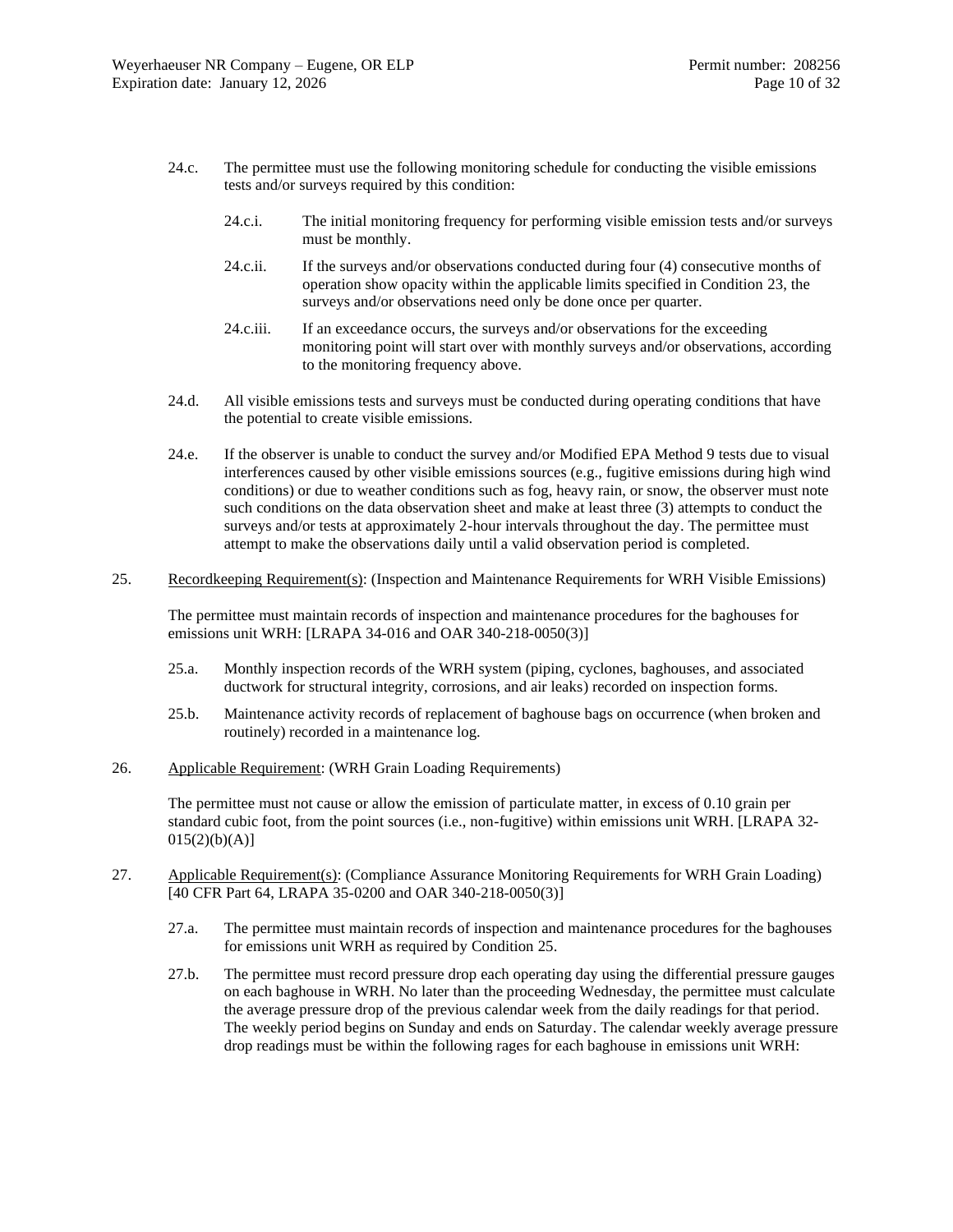24.c. The permittee must use the following monitoring schedule for conducting the visible emissions tests and/or surveys required by this condition:

24.c.i. The initial monitoring frequency for performing visible emission tests and/or surveys must be monthly.

24.c.ii. If the surveys and/or observations conducted during four (4) consecutive months of operation show opacity within the applicable limits specified in Condition 23, the surveys and/or observations need only be done once per quarter.

24.c.iii. If an exceedance occurs, the surveys and/or observations for the exceeding monitoring point will start over with monthly surveys and/or observations, according to the monitoring frequency above.

24.d. All visible emissions tests and surveys must be conducted during operating conditions that have the potential to create visible emissions.

24.e. If the observer is unable to conduct the survey and/or Modified EPA Method 9 tests due to visual interferences caused by other visible emissions sources (e.g., fugitive emissions during high wind conditions) or due to weather conditions such as fog, heavy rain, or snow, the observer must note such conditions on the data observation sheet and make at least three (3) attempts to conduct the surveys and/or tests at approximately 2-hour intervals throughout the day. The permittee must attempt to make the observations daily until a valid observation period is completed.

25. <u>Recordkeeping Requirement(s)</u>: (Inspection and Maintenance Requirements for WRH Visible Emissions)

The permittee must maintain records of inspection and maintenance procedures for the baghouses for emissions unit WRH: [LRAPA 34-016 and OAR 340-218-0050(3)]

25.a. Monthly inspection records of the WRH system (piping, cyclones, baghouses, and associated ductwork for structural integrity, corrosions, and air leaks) recorded on inspection forms.

25.b. Maintenance activity records of replacement of baghouse bags on occurrence (when broken and routinely) recorded in a maintenance log.

26. <u>Applicable Requirement</u>: (WRH Grain Loading Requirements)

The permittee must not cause or allow the emission of particulate matter, in excess of 0.10 grain per standard cubic foot, from the point sources (i.e., non-fugitive) within emissions unit WRH. [LRAPA 32-015(2)(b)(A)]

27. <u>Applicable Requirement(s)</u>: (Compliance Assurance Monitoring Requirements for WRH Grain Loading) [40 CFR Part 64, LRAPA 35-0200 and OAR 340-218-0050(3)]

27.a. The permittee must maintain records of inspection and maintenance procedures for the baghouses for emissions unit WRH as required by Condition 25.

27.b. The permittee must record pressure drop each operating day using the differential pressure gauges on each baghouse in WRH. No later than the proceeding Wednesday, the permittee must calculate the average pressure drop of the previous calendar week from the daily readings for that period. The weekly period begins on Sunday and ends on Saturday. The calendar weekly average pressure drop readings must be within the following rages for each baghouse in emissions unit WRH: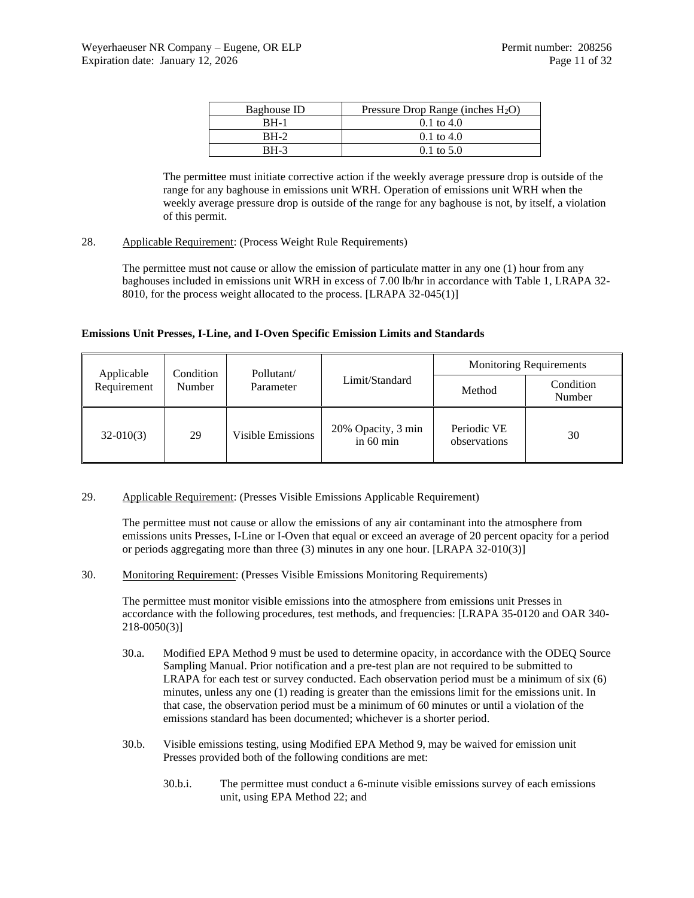| Baghouse ID | Pressure Drop Range (inches $H_2O$) |
| --- | --- |
| BH-1 | 0.1 to 4.0 |
| BH-2 | 0.1 to 4.0 |
| BH-3 | 0.1 to 5.0 |

The permittee must initiate corrective action if the weekly average pressure drop is outside of the range for any baghouse in emissions unit WRH. Operation of emissions unit WRH when the weekly average pressure drop is outside of the range for any baghouse is not, by itself, a violation of this permit.

28. Applicable Requirement: (Process Weight Rule Requirements)

The permittee must not cause or allow the emission of particulate matter in any one (1) hour from any baghouses included in emissions unit WRH in excess of 7.00 lb/hr in accordance with Table 1, LRAPA 32-8010, for the process weight allocated to the process. [LRAPA 32-045(1)]

**Emissions Unit Presses, I-Line, and I-Oven Specific Emission Limits and Standards**

| Applicable Requirement | Condition Number | Pollutant/ Parameter | Limit/Standard | Monitoring Requirements | |
| --- | --- | --- | --- | --- | --- |
| | | | | Method | Condition Number |
| 32-010(3) | 29 | Visible Emissions | 20% Opacity, 3 min in 60 min | Periodic VE observations | 30 |

29. Applicable Requirement: (Presses Visible Emissions Applicable Requirement)

The permittee must not cause or allow the emissions of any air contaminant into the atmosphere from emissions units Presses, I-Line or I-Oven that equal or exceed an average of 20 percent opacity for a period or periods aggregating more than three (3) minutes in any one hour. [LRAPA 32-010(3)]

30. Monitoring Requirement: (Presses Visible Emissions Monitoring Requirements)

The permittee must monitor visible emissions into the atmosphere from emissions unit Presses in accordance with the following procedures, test methods, and frequencies: [LRAPA 35-0120 and OAR 340-218-0050(3)]

30.a. Modified EPA Method 9 must be used to determine opacity, in accordance with the ODEQ Source Sampling Manual. Prior notification and a pre-test plan are not required to be submitted to LRAPA for each test or survey conducted. Each observation period must be a minimum of six (6) minutes, unless any one (1) reading is greater than the emissions limit for the emissions unit. In that case, the observation period must be a minimum of 60 minutes or until a violation of the emissions standard has been documented; whichever is a shorter period.

30.b. Visible emissions testing, using Modified EPA Method 9, may be waived for emission unit Presses provided both of the following conditions are met:

30.b.i. The permittee must conduct a 6-minute visible emissions survey of each emissions unit, using EPA Method 22; and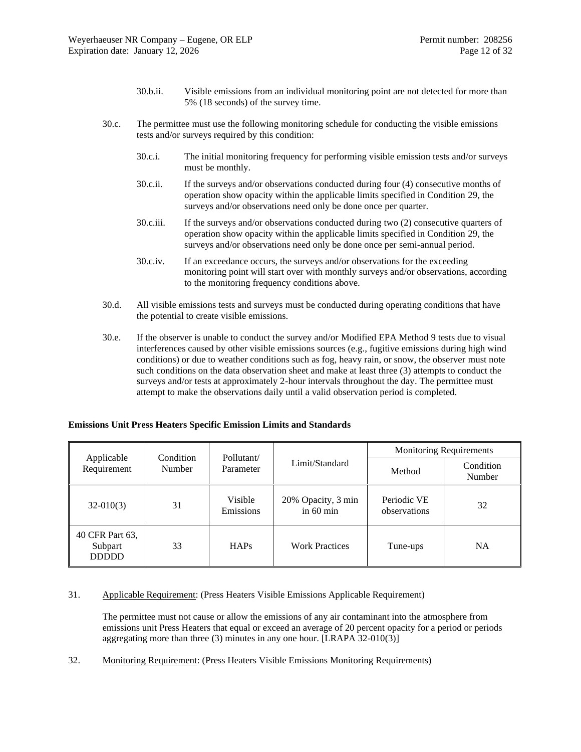30.b.ii. Visible emissions from an individual monitoring point are not detected for more than 5% (18 seconds) of the survey time.

30.c. The permittee must use the following monitoring schedule for conducting the visible emissions tests and/or surveys required by this condition:

30.c.i. The initial monitoring frequency for performing visible emission tests and/or surveys must be monthly.

30.c.ii. If the surveys and/or observations conducted during four (4) consecutive months of operation show opacity within the applicable limits specified in Condition 29, the surveys and/or observations need only be done once per quarter.

30.c.iii. If the surveys and/or observations conducted during two (2) consecutive quarters of operation show opacity within the applicable limits specified in Condition 29, the surveys and/or observations need only be done once per semi-annual period.

30.c.iv. If an exceedance occurs, the surveys and/or observations for the exceeding monitoring point will start over with monthly surveys and/or observations, according to the monitoring frequency conditions above.

30.d. All visible emissions tests and surveys must be conducted during operating conditions that have the potential to create visible emissions.

30.e. If the observer is unable to conduct the survey and/or Modified EPA Method 9 tests due to visual interferences caused by other visible emissions sources (e.g., fugitive emissions during high wind conditions) or due to weather conditions such as fog, heavy rain, or snow, the observer must note such conditions on the data observation sheet and make at least three (3) attempts to conduct the surveys and/or tests at approximately 2-hour intervals throughout the day. The permittee must attempt to make the observations daily until a valid observation period is completed.

**Emissions Unit Press Heaters Specific Emission Limits and Standards**

| Applicable Requirement | Condition Number | Pollutant/ Parameter | Limit/Standard | Monitoring Requirements | |
|---|---|---|---|---|---|
| | | | | Method | Condition Number |
| 32-010(3) | 31 | Visible Emissions | 20% Opacity, 3 min in 60 min | Periodic VE observations | 32 |
| 40 CFR Part 63, Subpart DDDDD | 33 | HAPs | Work Practices | Tune-ups | NA |

31. Applicable Requirement: (Press Heaters Visible Emissions Applicable Requirement)

The permittee must not cause or allow the emissions of any air contaminant into the atmosphere from emissions unit Press Heaters that equal or exceed an average of 20 percent opacity for a period or periods aggregating more than three (3) minutes in any one hour. [LRAPA 32-010(3)]

32. Monitoring Requirement: (Press Heaters Visible Emissions Monitoring Requirements)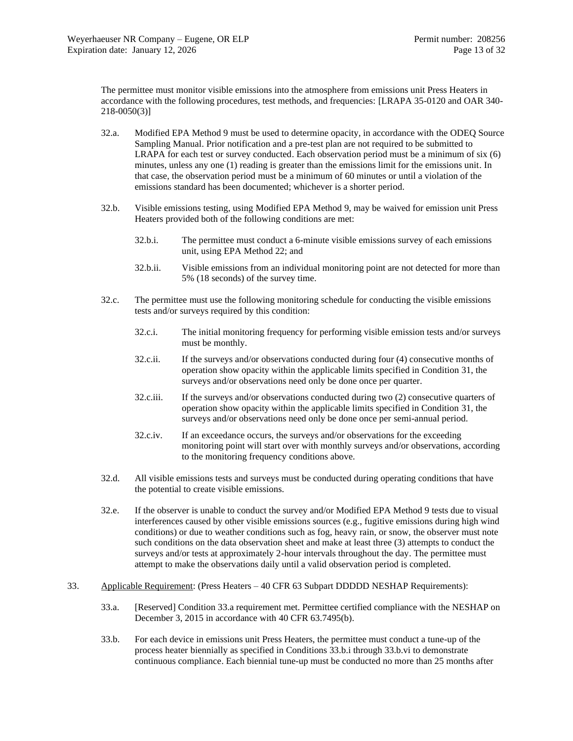The permittee must monitor visible emissions into the atmosphere from emissions unit Press Heaters in accordance with the following procedures, test methods, and frequencies: [LRAPA 35-0120 and OAR 340-218-0050(3)]

32.a. Modified EPA Method 9 must be used to determine opacity, in accordance with the ODEQ Source Sampling Manual. Prior notification and a pre-test plan are not required to be submitted to LRAPA for each test or survey conducted. Each observation period must be a minimum of six (6) minutes, unless any one (1) reading is greater than the emissions limit for the emissions unit. In that case, the observation period must be a minimum of 60 minutes or until a violation of the emissions standard has been documented; whichever is a shorter period.

32.b. Visible emissions testing, using Modified EPA Method 9, may be waived for emission unit Press Heaters provided both of the following conditions are met:

32.b.i. The permittee must conduct a 6-minute visible emissions survey of each emissions unit, using EPA Method 22; and

32.b.ii. Visible emissions from an individual monitoring point are not detected for more than 5% (18 seconds) of the survey time.

32.c. The permittee must use the following monitoring schedule for conducting the visible emissions tests and/or surveys required by this condition:

32.c.i. The initial monitoring frequency for performing visible emission tests and/or surveys must be monthly.

32.c.ii. If the surveys and/or observations conducted during four (4) consecutive months of operation show opacity within the applicable limits specified in Condition 31, the surveys and/or observations need only be done once per quarter.

32.c.iii. If the surveys and/or observations conducted during two (2) consecutive quarters of operation show opacity within the applicable limits specified in Condition 31, the surveys and/or observations need only be done once per semi-annual period.

32.c.iv. If an exceedance occurs, the surveys and/or observations for the exceeding monitoring point will start over with monthly surveys and/or observations, according to the monitoring frequency conditions above.

32.d. All visible emissions tests and surveys must be conducted during operating conditions that have the potential to create visible emissions.

32.e. If the observer is unable to conduct the survey and/or Modified EPA Method 9 tests due to visual interferences caused by other visible emissions sources (e.g., fugitive emissions during high wind conditions) or due to weather conditions such as fog, heavy rain, or snow, the observer must note such conditions on the data observation sheet and make at least three (3) attempts to conduct the surveys and/or tests at approximately 2-hour intervals throughout the day. The permittee must attempt to make the observations daily until a valid observation period is completed.

33. Applicable Requirement: (Press Heaters – 40 CFR 63 Subpart DDDDD NESHAP Requirements):

33.a. [Reserved] Condition 33.a requirement met. Permittee certified compliance with the NESHAP on December 3, 2015 in accordance with 40 CFR 63.7495(b).

33.b. For each device in emissions unit Press Heaters, the permittee must conduct a tune-up of the process heater biennially as specified in Conditions 33.b.i through 33.b.vi to demonstrate continuous compliance. Each biennial tune-up must be conducted no more than 25 months after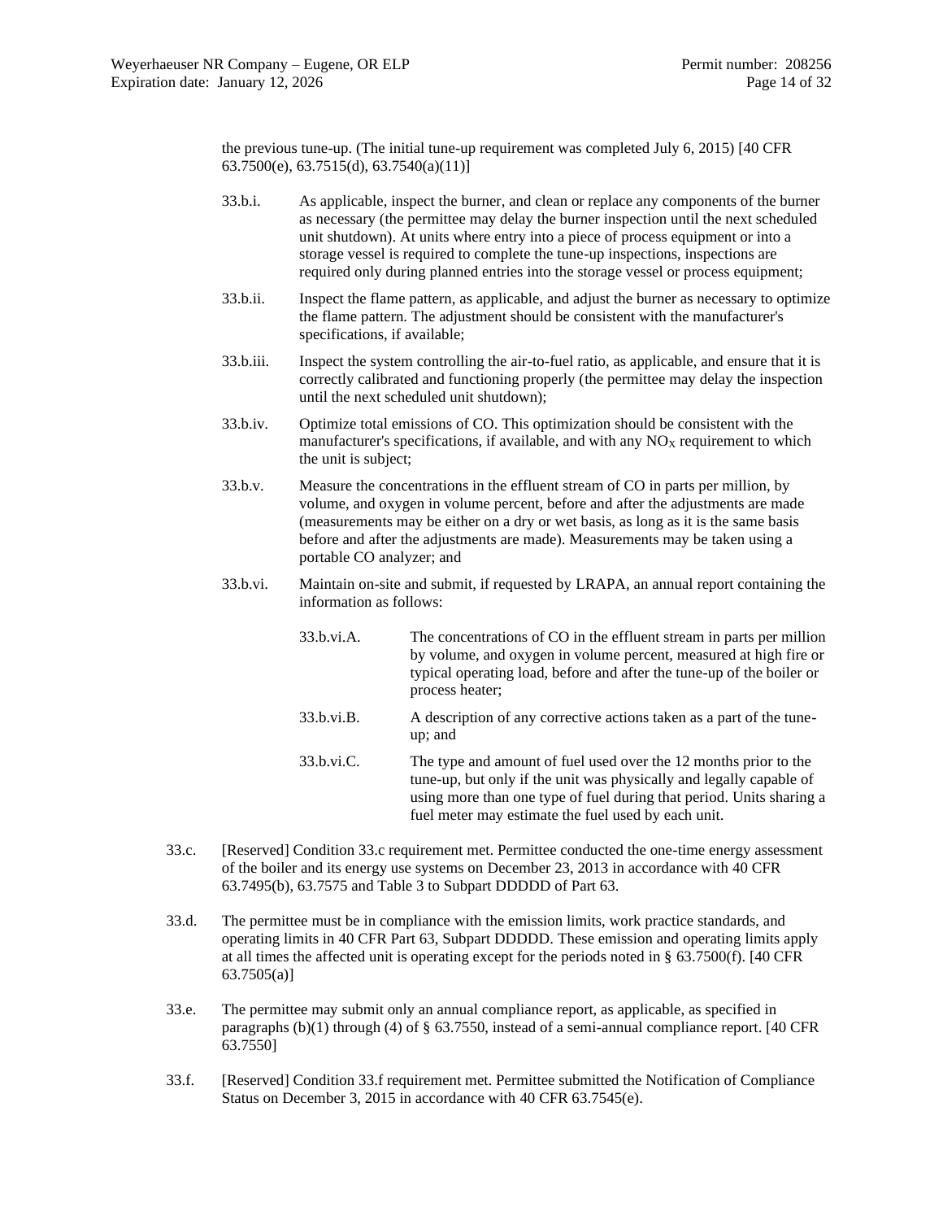the previous tune-up. (The initial tune-up requirement was completed July 6, 2015) [40 CFR 63.7500(e), 63.7515(d), 63.7540(a)(11)]

33.b.i. As applicable, inspect the burner, and clean or replace any components of the burner as necessary (the permittee may delay the burner inspection until the next scheduled unit shutdown). At units where entry into a piece of process equipment or into a storage vessel is required to complete the tune-up inspections, inspections are required only during planned entries into the storage vessel or process equipment;

33.b.ii. Inspect the flame pattern, as applicable, and adjust the burner as necessary to optimize the flame pattern. The adjustment should be consistent with the manufacturer's specifications, if available;

33.b.iii. Inspect the system controlling the air-to-fuel ratio, as applicable, and ensure that it is correctly calibrated and functioning properly (the permittee may delay the inspection until the next scheduled unit shutdown);

33.b.iv. Optimize total emissions of CO. This optimization should be consistent with the manufacturer's specifications, if available, and with any $NO_X$ requirement to which the unit is subject;

33.b.v. Measure the concentrations in the effluent stream of CO in parts per million, by volume, and oxygen in volume percent, before and after the adjustments are made (measurements may be either on a dry or wet basis, as long as it is the same basis before and after the adjustments are made). Measurements may be taken using a portable CO analyzer; and

33.b.vi. Maintain on-site and submit, if requested by LRAPA, an annual report containing the information as follows:

33.b.vi.A. The concentrations of CO in the effluent stream in parts per million by volume, and oxygen in volume percent, measured at high fire or typical operating load, before and after the tune-up of the boiler or process heater;

33.b.vi.B. A description of any corrective actions taken as a part of the tune-up; and

33.b.vi.C. The type and amount of fuel used over the 12 months prior to the tune-up, but only if the unit was physically and legally capable of using more than one type of fuel during that period. Units sharing a fuel meter may estimate the fuel used by each unit.

33.c. [Reserved] Condition 33.c requirement met. Permittee conducted the one-time energy assessment of the boiler and its energy use systems on December 23, 2013 in accordance with 40 CFR 63.7495(b), 63.7575 and Table 3 to Subpart DDDDD of Part 63.

33.d. The permittee must be in compliance with the emission limits, work practice standards, and operating limits in 40 CFR Part 63, Subpart DDDDD. These emission and operating limits apply at all times the affected unit is operating except for the periods noted in § 63.7500(f). [40 CFR 63.7505(a)]

33.e. The permittee may submit only an annual compliance report, as applicable, as specified in paragraphs (b)(1) through (4) of § 63.7550, instead of a semi-annual compliance report. [40 CFR 63.7550]

33.f. [Reserved] Condition 33.f requirement met. Permittee submitted the Notification of Compliance Status on December 3, 2015 in accordance with 40 CFR 63.7545(e).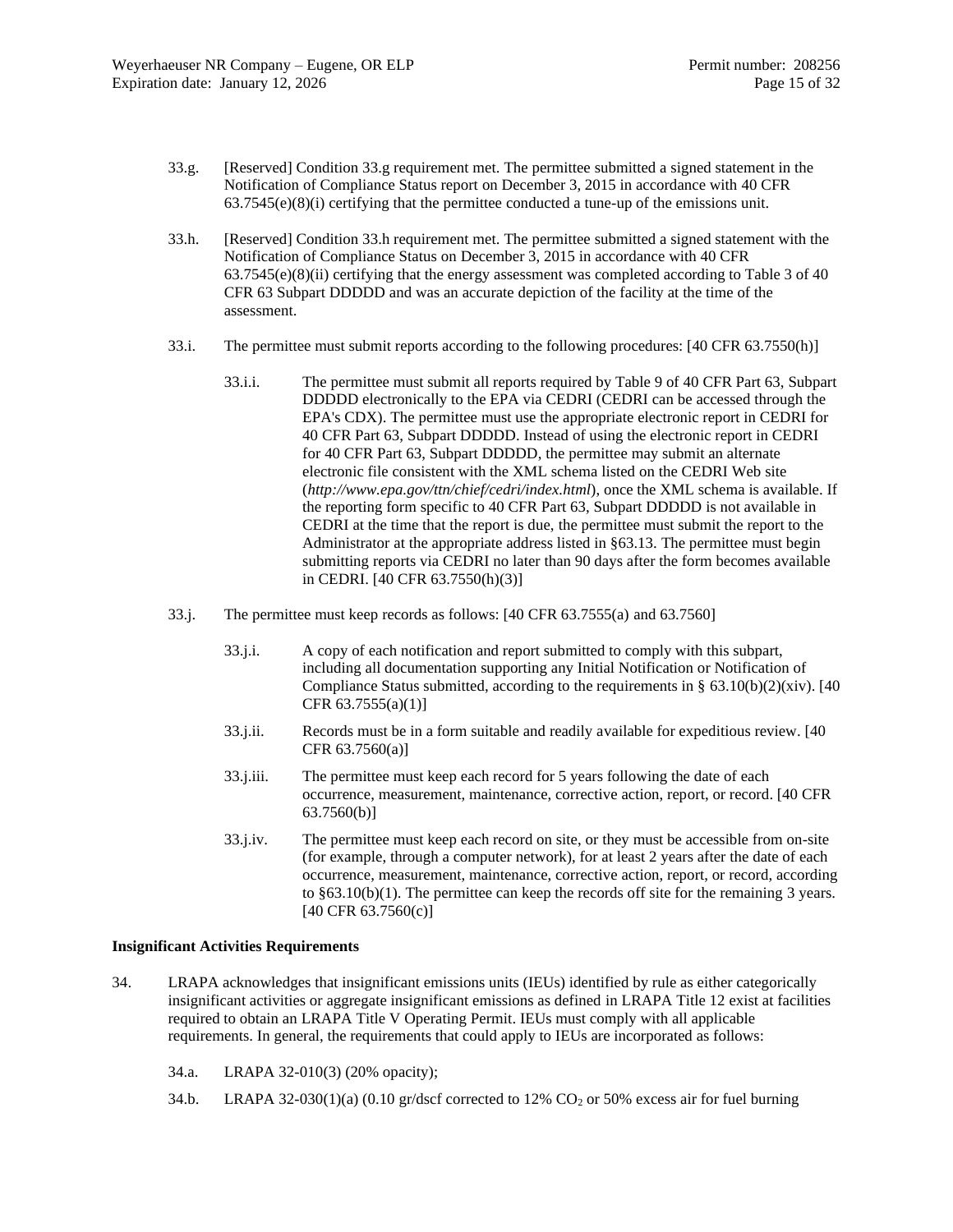33.g. [Reserved] Condition 33.g requirement met. The permittee submitted a signed statement in the Notification of Compliance Status report on December 3, 2015 in accordance with 40 CFR 63.7545(e)(8)(i) certifying that the permittee conducted a tune-up of the emissions unit.

33.h. [Reserved] Condition 33.h requirement met. The permittee submitted a signed statement with the Notification of Compliance Status on December 3, 2015 in accordance with 40 CFR 63.7545(e)(8)(ii) certifying that the energy assessment was completed according to Table 3 of 40 CFR 63 Subpart DDDDD and was an accurate depiction of the facility at the time of the assessment.

33.i. The permittee must submit reports according to the following procedures: [40 CFR 63.7550(h)]

33.i.i. The permittee must submit all reports required by Table 9 of 40 CFR Part 63, Subpart DDDDD electronically to the EPA via CEDRI (CEDRI can be accessed through the EPA's CDX). The permittee must use the appropriate electronic report in CEDRI for 40 CFR Part 63, Subpart DDDDD. Instead of using the electronic report in CEDRI for 40 CFR Part 63, Subpart DDDDD, the permittee may submit an alternate electronic file consistent with the XML schema listed on the CEDRI Web site (*http://www.epa.gov/ttn/chief/cedri/index.html*), once the XML schema is available. If the reporting form specific to 40 CFR Part 63, Subpart DDDDD is not available in CEDRI at the time that the report is due, the permittee must submit the report to the Administrator at the appropriate address listed in §63.13. The permittee must begin submitting reports via CEDRI no later than 90 days after the form becomes available in CEDRI. [40 CFR 63.7550(h)(3)]

33.j. The permittee must keep records as follows: [40 CFR 63.7555(a) and 63.7560]

33.j.i. A copy of each notification and report submitted to comply with this subpart, including all documentation supporting any Initial Notification or Notification of Compliance Status submitted, according to the requirements in § 63.10(b)(2)(xiv). [40 CFR 63.7555(a)(1)]

33.j.ii. Records must be in a form suitable and readily available for expeditious review. [40 CFR 63.7560(a)]

33.j.iii. The permittee must keep each record for 5 years following the date of each occurrence, measurement, maintenance, corrective action, report, or record. [40 CFR 63.7560(b)]

33.j.iv. The permittee must keep each record on site, or they must be accessible from on-site (for example, through a computer network), for at least 2 years after the date of each occurrence, measurement, maintenance, corrective action, report, or record, according to §63.10(b)(1). The permittee can keep the records off site for the remaining 3 years. [40 CFR 63.7560(c)]

**Insignificant Activities Requirements**

34. LRAPA acknowledges that insignificant emissions units (IEUs) identified by rule as either categorically insignificant activities or aggregate insignificant emissions as defined in LRAPA Title 12 exist at facilities required to obtain an LRAPA Title V Operating Permit. IEUs must comply with all applicable requirements. In general, the requirements that could apply to IEUs are incorporated as follows:

34.a. LRAPA 32-010(3) (20% opacity);

34.b. LRAPA 32-030(1)(a) (0.10 gr/dscf corrected to 12% $CO_2$ or 50% excess air for fuel burning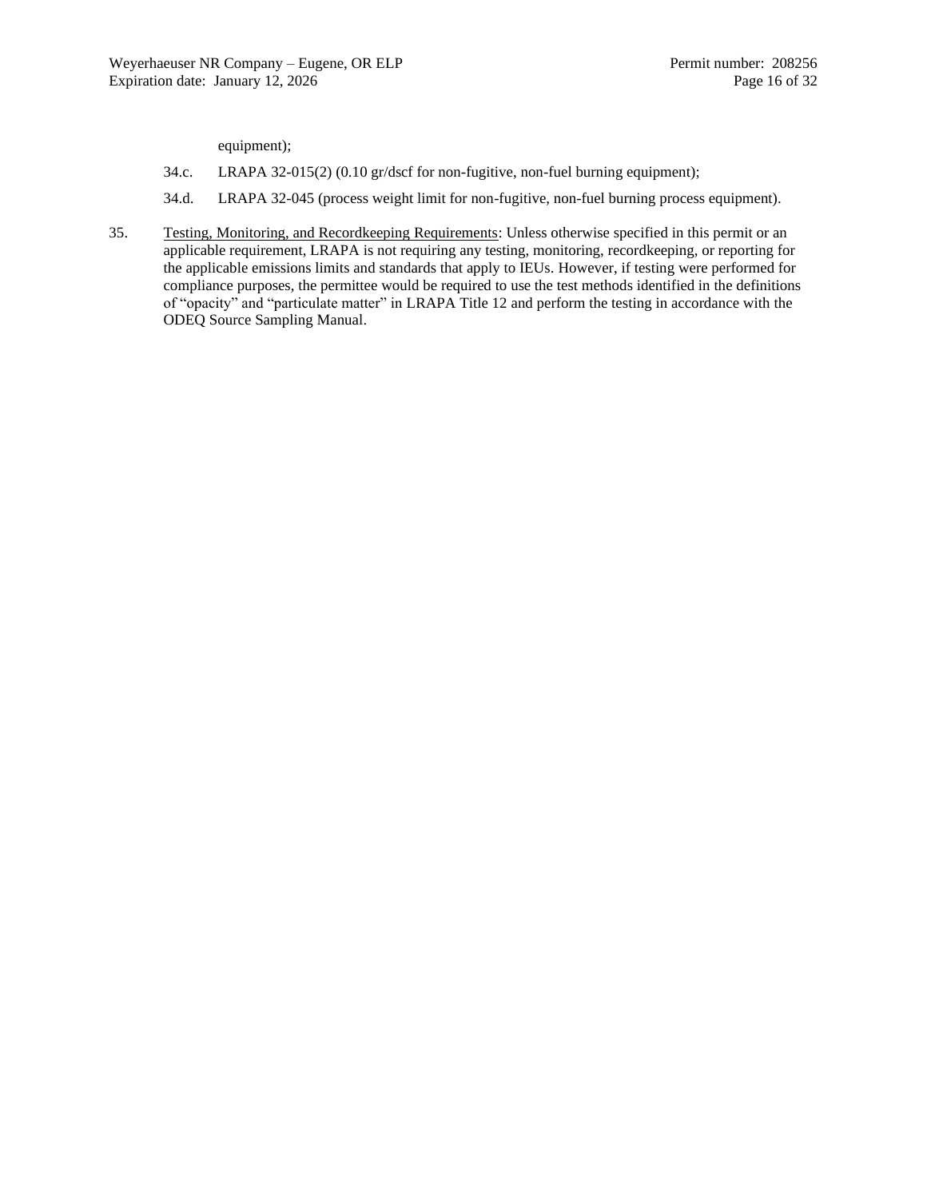equipment);

34.c. LRAPA 32-015(2) (0.10 gr/dscf for non-fugitive, non-fuel burning equipment);

34.d. LRAPA 32-045 (process weight limit for non-fugitive, non-fuel burning process equipment).

35. Testing, Monitoring, and Recordkeeping Requirements: Unless otherwise specified in this permit or an applicable requirement, LRAPA is not requiring any testing, monitoring, recordkeeping, or reporting for the applicable emissions limits and standards that apply to IEUs. However, if testing were performed for compliance purposes, the permittee would be required to use the test methods identified in the definitions of "opacity" and "particulate matter" in LRAPA Title 12 and perform the testing in accordance with the ODEQ Source Sampling Manual.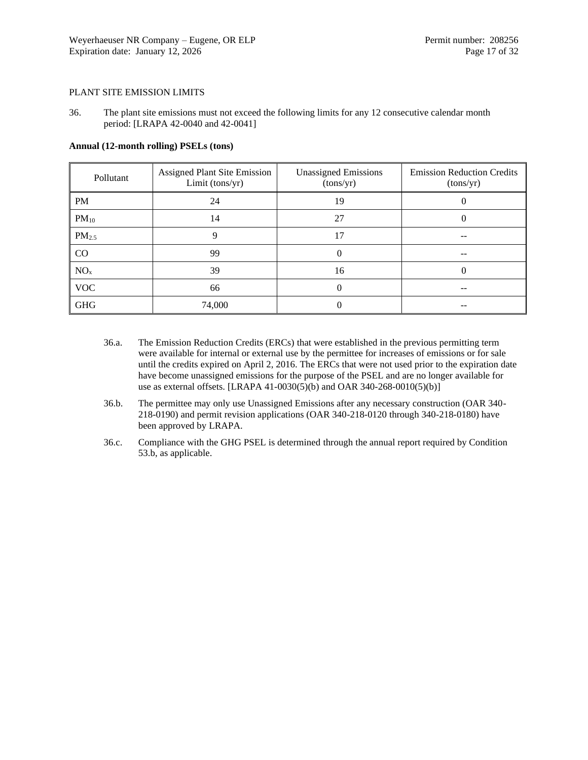PLANT SITE EMISSION LIMITS

36. The plant site emissions must not exceed the following limits for any 12 consecutive calendar month period: [LRAPA 42-0040 and 42-0041]

**Annual (12-month rolling) PSELs (tons)**

| Pollutant | Assigned Plant Site Emission Limit (tons/yr) | Unassigned Emissions (tons/yr) | Emission Reduction Credits (tons/yr) |
|---|---|---|---|
| PM | 24 | 19 | 0 |
| $PM_{10}$ | 14 | 27 | 0 |
| $PM_{2.5}$ | 9 | 17 | -- |
| CO | 99 | 0 | -- |
| $NO_x$ | 39 | 16 | 0 |
| VOC | 66 | 0 | -- |
| GHG | 74,000 | 0 | -- |

36.a. The Emission Reduction Credits (ERCs) that were established in the previous permitting term were available for internal or external use by the permittee for increases of emissions or for sale until the credits expired on April 2, 2016. The ERCs that were not used prior to the expiration date have become unassigned emissions for the purpose of the PSEL and are no longer available for use as external offsets. [LRAPA 41-0030(5)(b) and OAR 340-268-0010(5)(b)]

36.b. The permittee may only use Unassigned Emissions after any necessary construction (OAR 340-218-0190) and permit revision applications (OAR 340-218-0120 through 340-218-0180) have been approved by LRAPA.

36.c. Compliance with the GHG PSEL is determined through the annual report required by Condition 53.b, as applicable.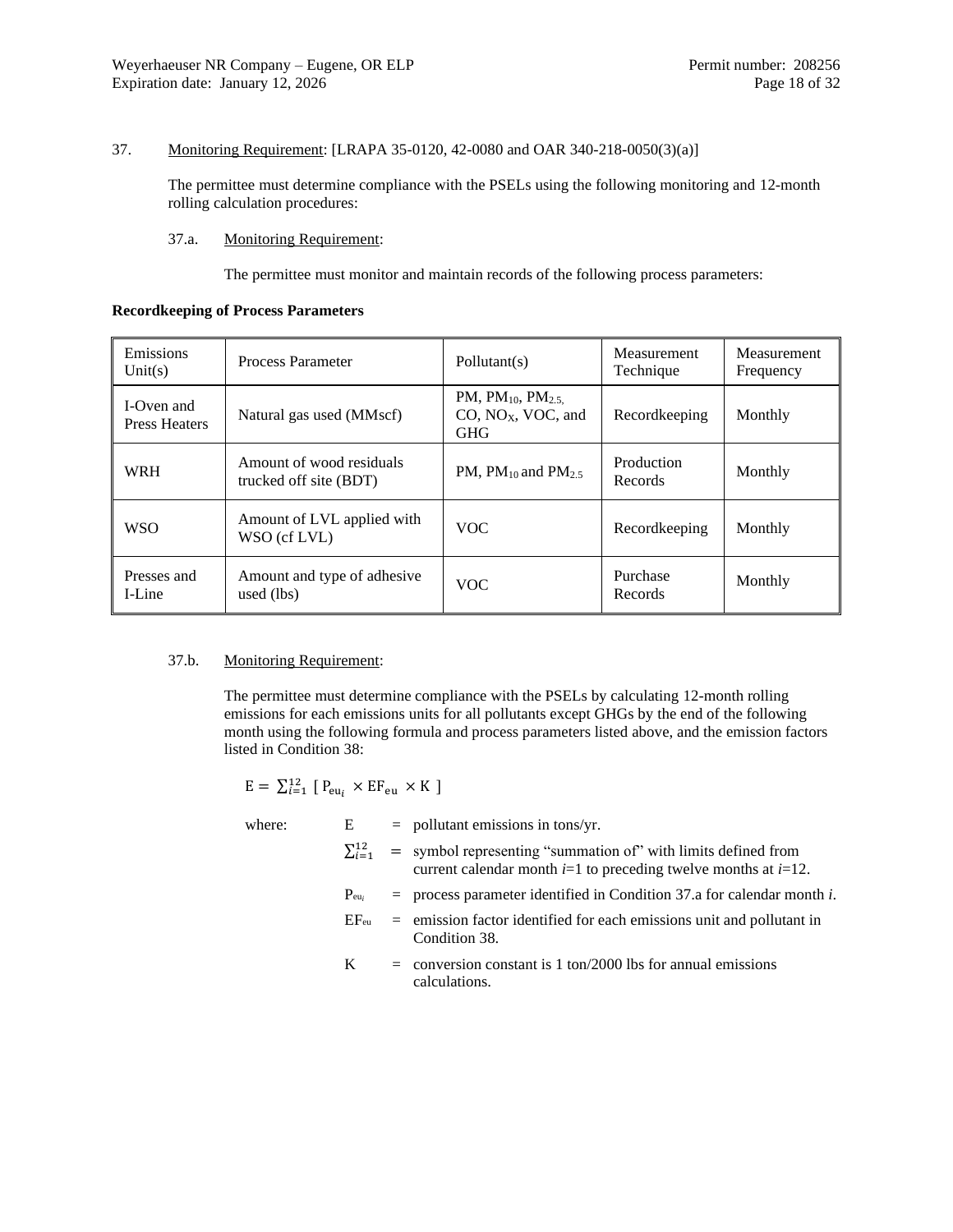37. Monitoring Requirement: [LRAPA 35-0120, 42-0080 and OAR 340-218-0050(3)(a)]

The permittee must determine compliance with the PSELs using the following monitoring and 12-month rolling calculation procedures:

37.a. Monitoring Requirement:

The permittee must monitor and maintain records of the following process parameters:

**Recordkeeping of Process Parameters**

| Emissions Unit(s) | Process Parameter | Pollutant(s) | Measurement Technique | Measurement Frequency |
|---|---|---|---|---|
| I-Oven and Press Heaters | Natural gas used (MMscf) | PM, $PM_{10}$, $PM_{2.5}$, CO, $NO_X$, VOC, and GHG | Recordkeeping | Monthly |
| WRH | Amount of wood residuals trucked off site (BDT) | PM, $PM_{10}$ and $PM_{2.5}$ | Production Records | Monthly |
| WSO | Amount of LVL applied with WSO (cf LVL) | VOC | Recordkeeping | Monthly |
| Presses and I-Line | Amount and type of adhesive used (lbs) | VOC | Purchase Records | Monthly |

37.b. Monitoring Requirement:

The permittee must determine compliance with the PSELs by calculating 12-month rolling emissions for each emissions units for all pollutants except GHGs by the end of the following month using the following formula and process parameters listed above, and the emission factors listed in Condition 38:

$$E = \sum_{i=1}^{12} [\, P_{eu_i} \times EF_{eu} \times K \,]$$

where:

- $E$ = pollutant emissions in tons/yr.
- $\sum_{i=1}^{12}$ = symbol representing "summation of" with limits defined from current calendar month *i*=1 to preceding twelve months at *i*=12.
- $P_{eu_i}$ = process parameter identified in Condition 37.a for calendar month *i*.
- $EF_{eu}$ = emission factor identified for each emissions unit and pollutant in Condition 38.
- $K$ = conversion constant is 1 ton/2000 lbs for annual emissions calculations.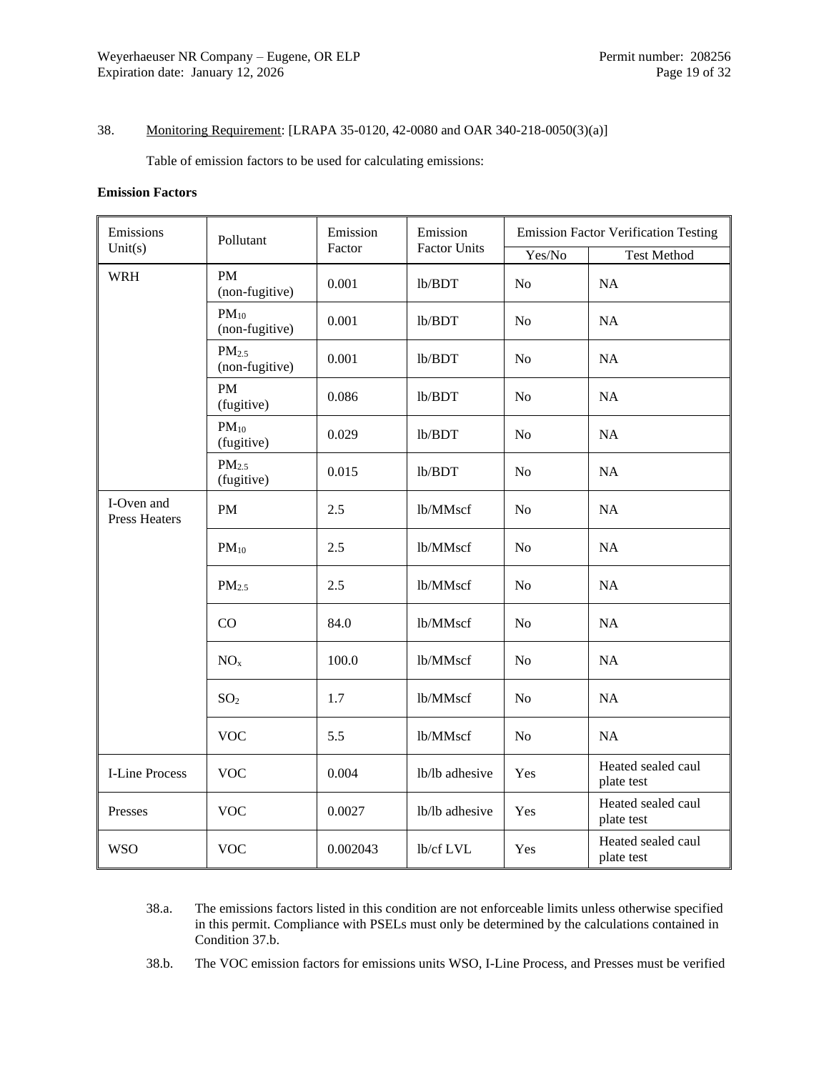38. Monitoring Requirement: [LRAPA 35-0120, 42-0080 and OAR 340-218-0050(3)(a)]

Table of emission factors to be used for calculating emissions:

**Emission Factors**

| Emissions Unit(s) | Pollutant | Emission Factor | Emission Factor Units | Emission Factor Verification Testing | |
|---|---|---|---|---|---|
| | | | | Yes/No | Test Method |
| WRH | PM (non-fugitive) | 0.001 | lb/BDT | No | NA |
| | $PM_{10}$ (non-fugitive) | 0.001 | lb/BDT | No | NA |
| | $PM_{2.5}$ (non-fugitive) | 0.001 | lb/BDT | No | NA |
| | PM (fugitive) | 0.086 | lb/BDT | No | NA |
| | $PM_{10}$ (fugitive) | 0.029 | lb/BDT | No | NA |
| | $PM_{2.5}$ (fugitive) | 0.015 | lb/BDT | No | NA |
| I-Oven and Press Heaters | PM | 2.5 | lb/MMscf | No | NA |
| | $PM_{10}$ | 2.5 | lb/MMscf | No | NA |
| | $PM_{2.5}$ | 2.5 | lb/MMscf | No | NA |
| | CO | 84.0 | lb/MMscf | No | NA |
| | $NO_x$ | 100.0 | lb/MMscf | No | NA |
| | $SO_2$ | 1.7 | lb/MMscf | No | NA |
| | VOC | 5.5 | lb/MMscf | No | NA |
| I-Line Process | VOC | 0.004 | lb/lb adhesive | Yes | Heated sealed caul plate test |
| Presses | VOC | 0.0027 | lb/lb adhesive | Yes | Heated sealed caul plate test |
| WSO | VOC | 0.002043 | lb/cf LVL | Yes | Heated sealed caul plate test |

38.a. The emissions factors listed in this condition are not enforceable limits unless otherwise specified in this permit. Compliance with PSELs must only be determined by the calculations contained in Condition 37.b.

38.b. The VOC emission factors for emissions units WSO, I-Line Process, and Presses must be verified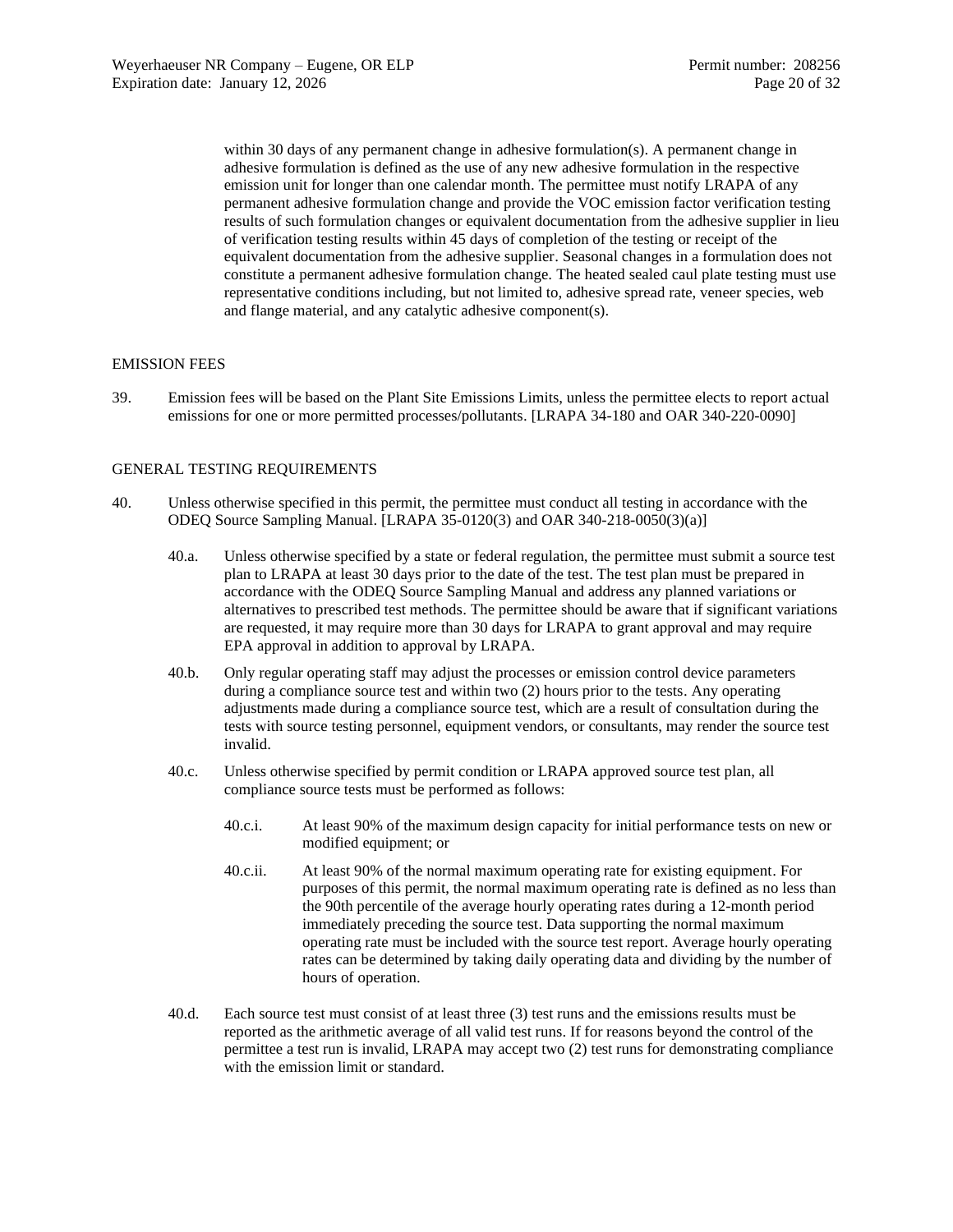within 30 days of any permanent change in adhesive formulation(s). A permanent change in adhesive formulation is defined as the use of any new adhesive formulation in the respective emission unit for longer than one calendar month. The permittee must notify LRAPA of any permanent adhesive formulation change and provide the VOC emission factor verification testing results of such formulation changes or equivalent documentation from the adhesive supplier in lieu of verification testing results within 45 days of completion of the testing or receipt of the equivalent documentation from the adhesive supplier. Seasonal changes in a formulation does not constitute a permanent adhesive formulation change. The heated sealed caul plate testing must use representative conditions including, but not limited to, adhesive spread rate, veneer species, web and flange material, and any catalytic adhesive component(s).

EMISSION FEES

39. Emission fees will be based on the Plant Site Emissions Limits, unless the permittee elects to report actual emissions for one or more permitted processes/pollutants. [LRAPA 34-180 and OAR 340-220-0090]

GENERAL TESTING REQUIREMENTS

40. Unless otherwise specified in this permit, the permittee must conduct all testing in accordance with the ODEQ Source Sampling Manual. [LRAPA 35-0120(3) and OAR 340-218-0050(3)(a)]

40.a. Unless otherwise specified by a state or federal regulation, the permittee must submit a source test plan to LRAPA at least 30 days prior to the date of the test. The test plan must be prepared in accordance with the ODEQ Source Sampling Manual and address any planned variations or alternatives to prescribed test methods. The permittee should be aware that if significant variations are requested, it may require more than 30 days for LRAPA to grant approval and may require EPA approval in addition to approval by LRAPA.

40.b. Only regular operating staff may adjust the processes or emission control device parameters during a compliance source test and within two (2) hours prior to the tests. Any operating adjustments made during a compliance source test, which are a result of consultation during the tests with source testing personnel, equipment vendors, or consultants, may render the source test invalid.

40.c. Unless otherwise specified by permit condition or LRAPA approved source test plan, all compliance source tests must be performed as follows:

40.c.i. At least 90% of the maximum design capacity for initial performance tests on new or modified equipment; or

40.c.ii. At least 90% of the normal maximum operating rate for existing equipment. For purposes of this permit, the normal maximum operating rate is defined as no less than the 90th percentile of the average hourly operating rates during a 12-month period immediately preceding the source test. Data supporting the normal maximum operating rate must be included with the source test report. Average hourly operating rates can be determined by taking daily operating data and dividing by the number of hours of operation.

40.d. Each source test must consist of at least three (3) test runs and the emissions results must be reported as the arithmetic average of all valid test runs. If for reasons beyond the control of the permittee a test run is invalid, LRAPA may accept two (2) test runs for demonstrating compliance with the emission limit or standard.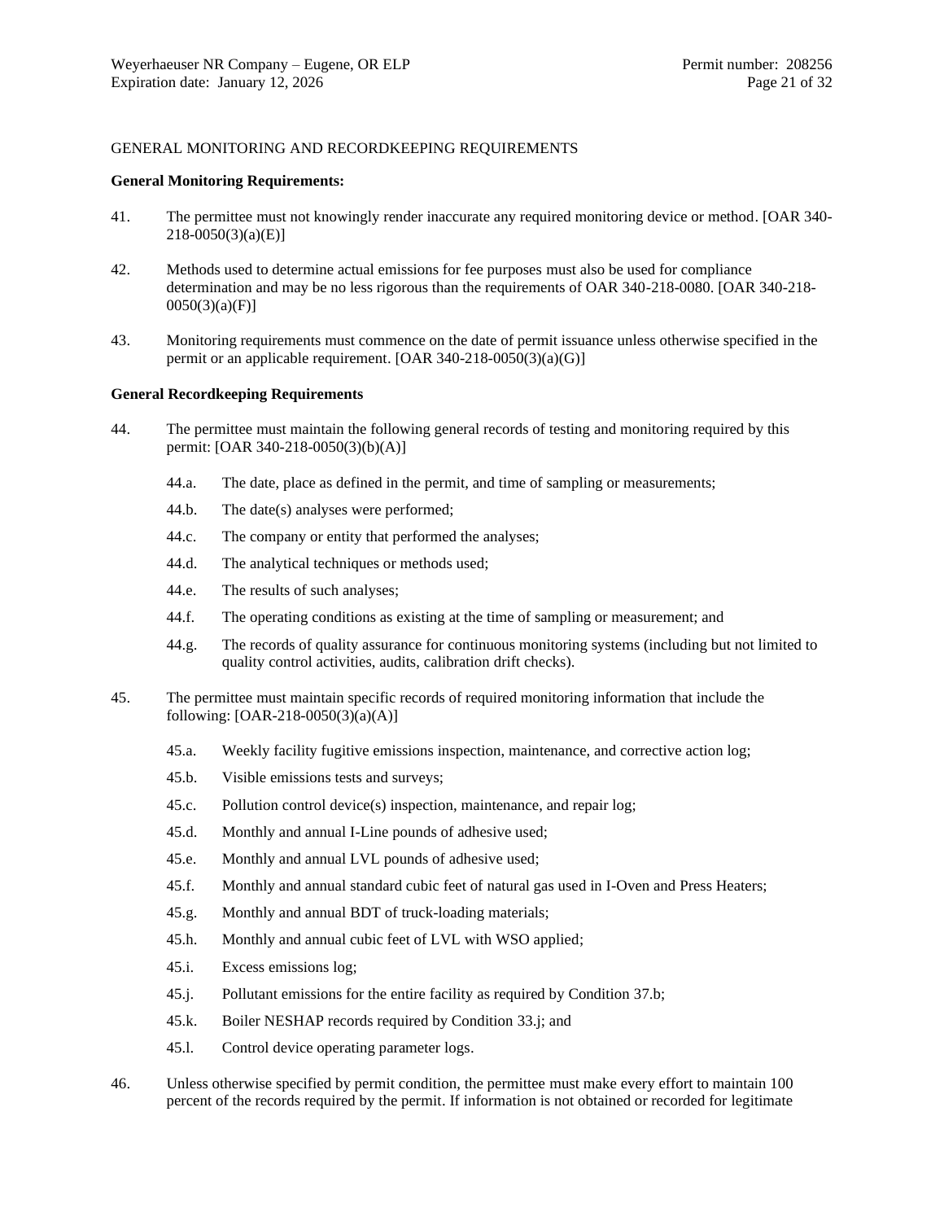GENERAL MONITORING AND RECORDKEEPING REQUIREMENTS

**General Monitoring Requirements:**

41. The permittee must not knowingly render inaccurate any required monitoring device or method. [OAR 340-218-0050(3)(a)(E)]

42. Methods used to determine actual emissions for fee purposes must also be used for compliance determination and may be no less rigorous than the requirements of OAR 340-218-0080. [OAR 340-218-0050(3)(a)(F)]

43. Monitoring requirements must commence on the date of permit issuance unless otherwise specified in the permit or an applicable requirement. [OAR 340-218-0050(3)(a)(G)]

**General Recordkeeping Requirements**

44. The permittee must maintain the following general records of testing and monitoring required by this permit: [OAR 340-218-0050(3)(b)(A)]

    44.a. The date, place as defined in the permit, and time of sampling or measurements;

    44.b. The date(s) analyses were performed;

    44.c. The company or entity that performed the analyses;

    44.d. The analytical techniques or methods used;

    44.e. The results of such analyses;

    44.f. The operating conditions as existing at the time of sampling or measurement; and

    44.g. The records of quality assurance for continuous monitoring systems (including but not limited to quality control activities, audits, calibration drift checks).

45. The permittee must maintain specific records of required monitoring information that include the following: [OAR-218-0050(3)(a)(A)]

    45.a. Weekly facility fugitive emissions inspection, maintenance, and corrective action log;

    45.b. Visible emissions tests and surveys;

    45.c. Pollution control device(s) inspection, maintenance, and repair log;

    45.d. Monthly and annual I-Line pounds of adhesive used;

    45.e. Monthly and annual LVL pounds of adhesive used;

    45.f. Monthly and annual standard cubic feet of natural gas used in I-Oven and Press Heaters;

    45.g. Monthly and annual BDT of truck-loading materials;

    45.h. Monthly and annual cubic feet of LVL with WSO applied;

    45.i. Excess emissions log;

    45.j. Pollutant emissions for the entire facility as required by Condition 37.b;

    45.k. Boiler NESHAP records required by Condition 33.j; and

    45.l. Control device operating parameter logs.

46. Unless otherwise specified by permit condition, the permittee must make every effort to maintain 100 percent of the records required by the permit. If information is not obtained or recorded for legitimate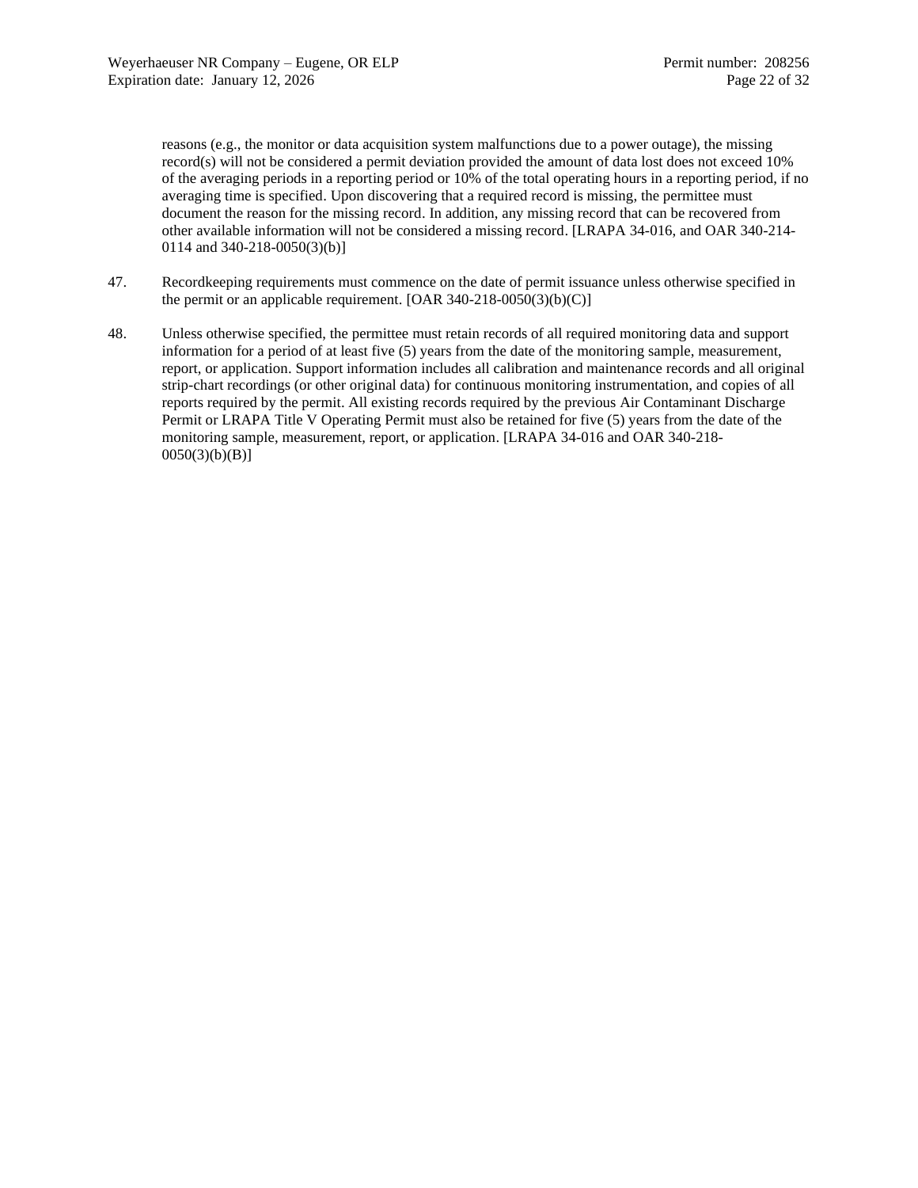reasons (e.g., the monitor or data acquisition system malfunctions due to a power outage), the missing record(s) will not be considered a permit deviation provided the amount of data lost does not exceed 10% of the averaging periods in a reporting period or 10% of the total operating hours in a reporting period, if no averaging time is specified. Upon discovering that a required record is missing, the permittee must document the reason for the missing record. In addition, any missing record that can be recovered from other available information will not be considered a missing record. [LRAPA 34-016, and OAR 340-214-0114 and 340-218-0050(3)(b)]

47. Recordkeeping requirements must commence on the date of permit issuance unless otherwise specified in the permit or an applicable requirement. [OAR 340-218-0050(3)(b)(C)]

48. Unless otherwise specified, the permittee must retain records of all required monitoring data and support information for a period of at least five (5) years from the date of the monitoring sample, measurement, report, or application. Support information includes all calibration and maintenance records and all original strip-chart recordings (or other original data) for continuous monitoring instrumentation, and copies of all reports required by the permit. All existing records required by the previous Air Contaminant Discharge Permit or LRAPA Title V Operating Permit must also be retained for five (5) years from the date of the monitoring sample, measurement, report, or application. [LRAPA 34-016 and OAR 340-218-0050(3)(b)(B)]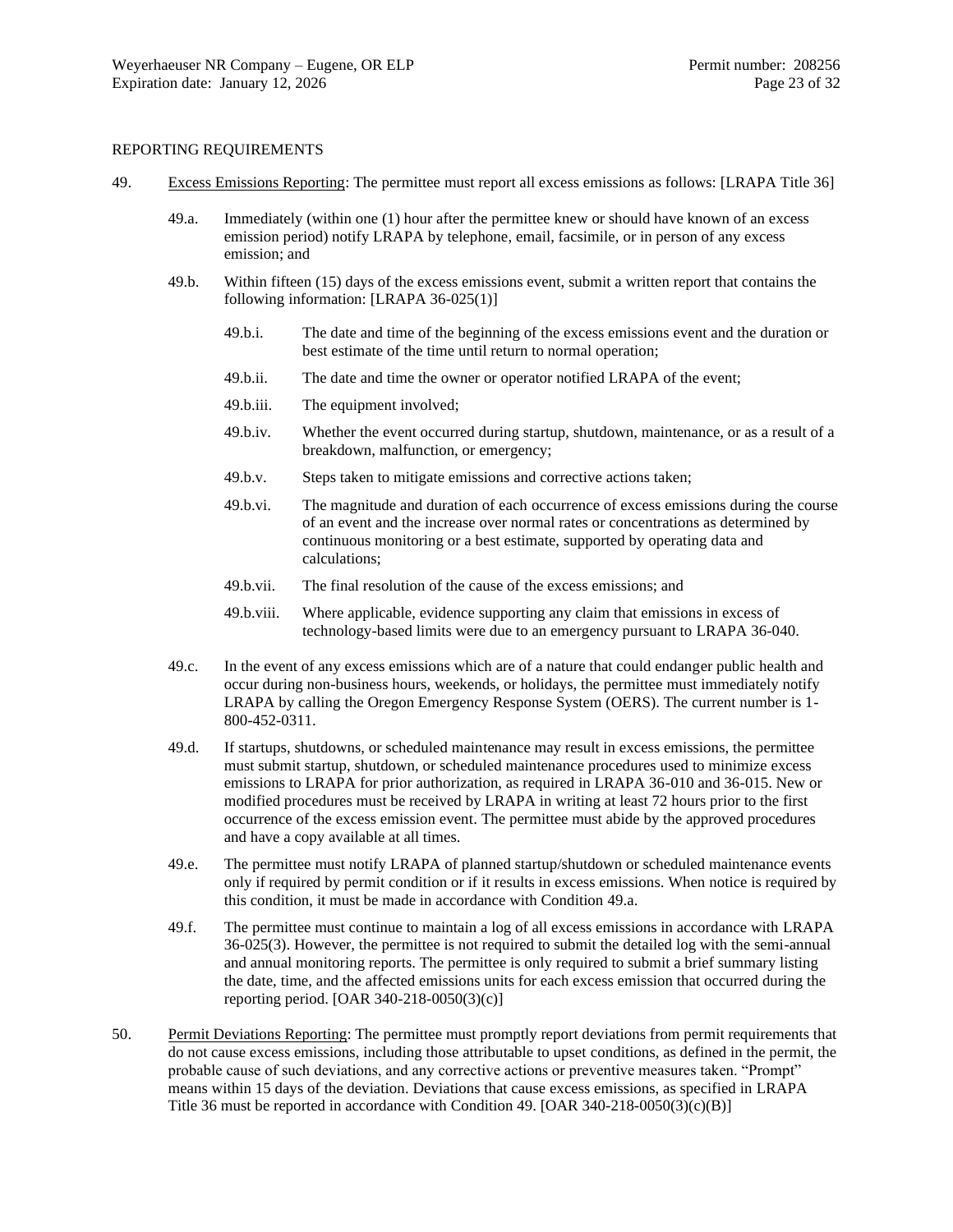REPORTING REQUIREMENTS

49. Excess Emissions Reporting: The permittee must report all excess emissions as follows: [LRAPA Title 36]

   49.a. Immediately (within one (1) hour after the permittee knew or should have known of an excess emission period) notify LRAPA by telephone, email, facsimile, or in person of any excess emission; and

   49.b. Within fifteen (15) days of the excess emissions event, submit a written report that contains the following information: [LRAPA 36-025(1)]

      49.b.i. The date and time of the beginning of the excess emissions event and the duration or best estimate of the time until return to normal operation;

      49.b.ii. The date and time the owner or operator notified LRAPA of the event;

      49.b.iii. The equipment involved;

      49.b.iv. Whether the event occurred during startup, shutdown, maintenance, or as a result of a breakdown, malfunction, or emergency;

      49.b.v. Steps taken to mitigate emissions and corrective actions taken;

      49.b.vi. The magnitude and duration of each occurrence of excess emissions during the course of an event and the increase over normal rates or concentrations as determined by continuous monitoring or a best estimate, supported by operating data and calculations;

      49.b.vii. The final resolution of the cause of the excess emissions; and

      49.b.viii. Where applicable, evidence supporting any claim that emissions in excess of technology-based limits were due to an emergency pursuant to LRAPA 36-040.

   49.c. In the event of any excess emissions which are of a nature that could endanger public health and occur during non-business hours, weekends, or holidays, the permittee must immediately notify LRAPA by calling the Oregon Emergency Response System (OERS). The current number is 1-800-452-0311.

   49.d. If startups, shutdowns, or scheduled maintenance may result in excess emissions, the permittee must submit startup, shutdown, or scheduled maintenance procedures used to minimize excess emissions to LRAPA for prior authorization, as required in LRAPA 36-010 and 36-015. New or modified procedures must be received by LRAPA in writing at least 72 hours prior to the first occurrence of the excess emission event. The permittee must abide by the approved procedures and have a copy available at all times.

   49.e. The permittee must notify LRAPA of planned startup/shutdown or scheduled maintenance events only if required by permit condition or if it results in excess emissions. When notice is required by this condition, it must be made in accordance with Condition 49.a.

   49.f. The permittee must continue to maintain a log of all excess emissions in accordance with LRAPA 36-025(3). However, the permittee is not required to submit the detailed log with the semi-annual and annual monitoring reports. The permittee is only required to submit a brief summary listing the date, time, and the affected emissions units for each excess emission that occurred during the reporting period. [OAR 340-218-0050(3)(c)]

50. Permit Deviations Reporting: The permittee must promptly report deviations from permit requirements that do not cause excess emissions, including those attributable to upset conditions, as defined in the permit, the probable cause of such deviations, and any corrective actions or preventive measures taken. "Prompt" means within 15 days of the deviation. Deviations that cause excess emissions, as specified in LRAPA Title 36 must be reported in accordance with Condition 49. [OAR 340-218-0050(3)(c)(B)]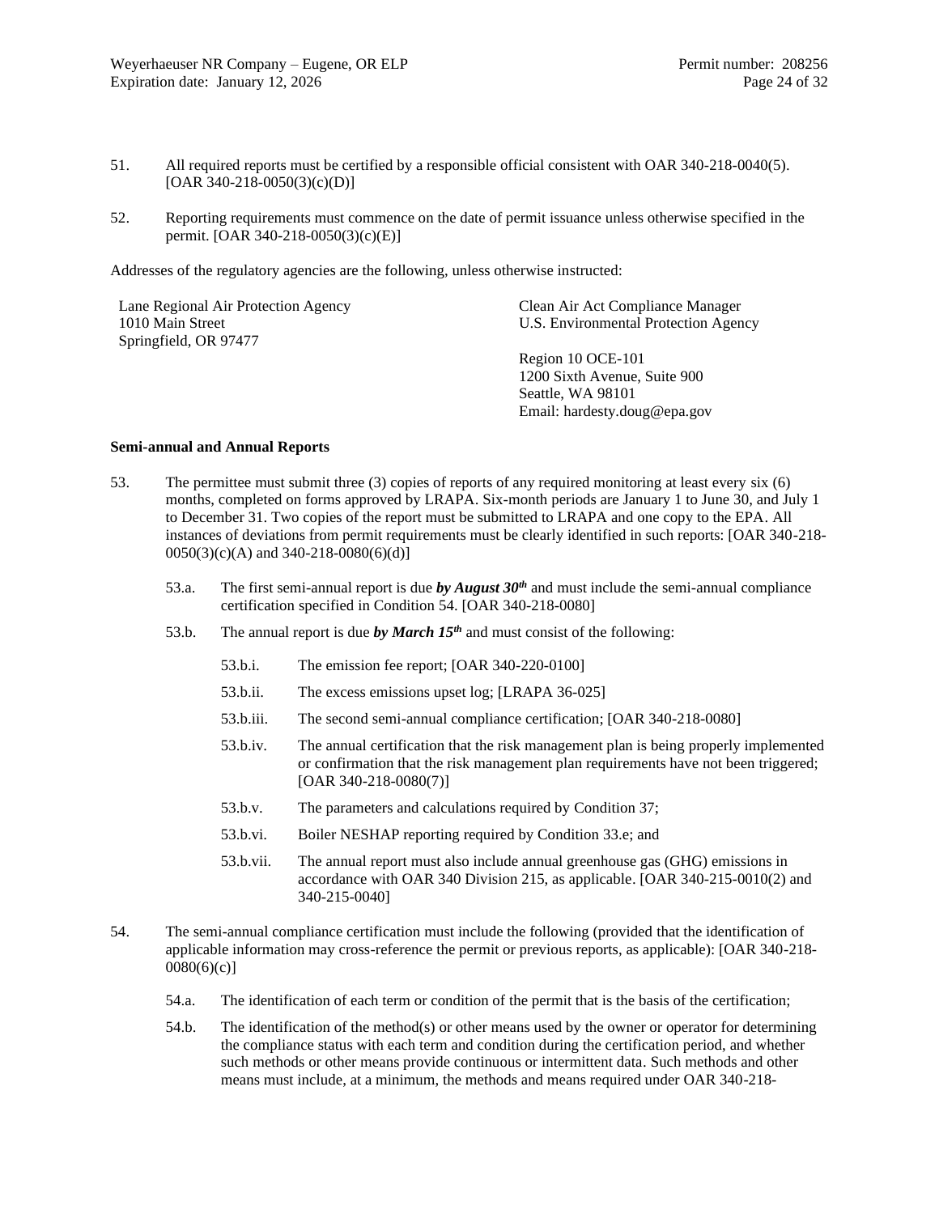51. All required reports must be certified by a responsible official consistent with OAR 340-218-0040(5). [OAR 340-218-0050(3)(c)(D)]

52. Reporting requirements must commence on the date of permit issuance unless otherwise specified in the permit. [OAR 340-218-0050(3)(c)(E)]

Addresses of the regulatory agencies are the following, unless otherwise instructed:

Lane Regional Air Protection Agency
1010 Main Street
Springfield, OR 97477

Clean Air Act Compliance Manager
U.S. Environmental Protection Agency

Region 10 OCE-101
1200 Sixth Avenue, Suite 900
Seattle, WA 98101
Email: hardesty.doug@epa.gov

**Semi-annual and Annual Reports**

53. The permittee must submit three (3) copies of reports of any required monitoring at least every six (6) months, completed on forms approved by LRAPA. Six-month periods are January 1 to June 30, and July 1 to December 31. Two copies of the report must be submitted to LRAPA and one copy to the EPA. All instances of deviations from permit requirements must be clearly identified in such reports: [OAR 340-218-0050(3)(c)(A) and 340-218-0080(6)(d)]

   53.a. The first semi-annual report is due ***by August 30th*** and must include the semi-annual compliance certification specified in Condition 54. [OAR 340-218-0080]

   53.b. The annual report is due ***by March 15th*** and must consist of the following:

      53.b.i. The emission fee report; [OAR 340-220-0100]

      53.b.ii. The excess emissions upset log; [LRAPA 36-025]

      53.b.iii. The second semi-annual compliance certification; [OAR 340-218-0080]

      53.b.iv. The annual certification that the risk management plan is being properly implemented or confirmation that the risk management plan requirements have not been triggered; [OAR 340-218-0080(7)]

      53.b.v. The parameters and calculations required by Condition 37;

      53.b.vi. Boiler NESHAP reporting required by Condition 33.e; and

      53.b.vii. The annual report must also include annual greenhouse gas (GHG) emissions in accordance with OAR 340 Division 215, as applicable. [OAR 340-215-0010(2) and 340-215-0040]

54. The semi-annual compliance certification must include the following (provided that the identification of applicable information may cross-reference the permit or previous reports, as applicable): [OAR 340-218-0080(6)(c)]

   54.a. The identification of each term or condition of the permit that is the basis of the certification;

   54.b. The identification of the method(s) or other means used by the owner or operator for determining the compliance status with each term and condition during the certification period, and whether such methods or other means provide continuous or intermittent data. Such methods and other means must include, at a minimum, the methods and means required under OAR 340-218-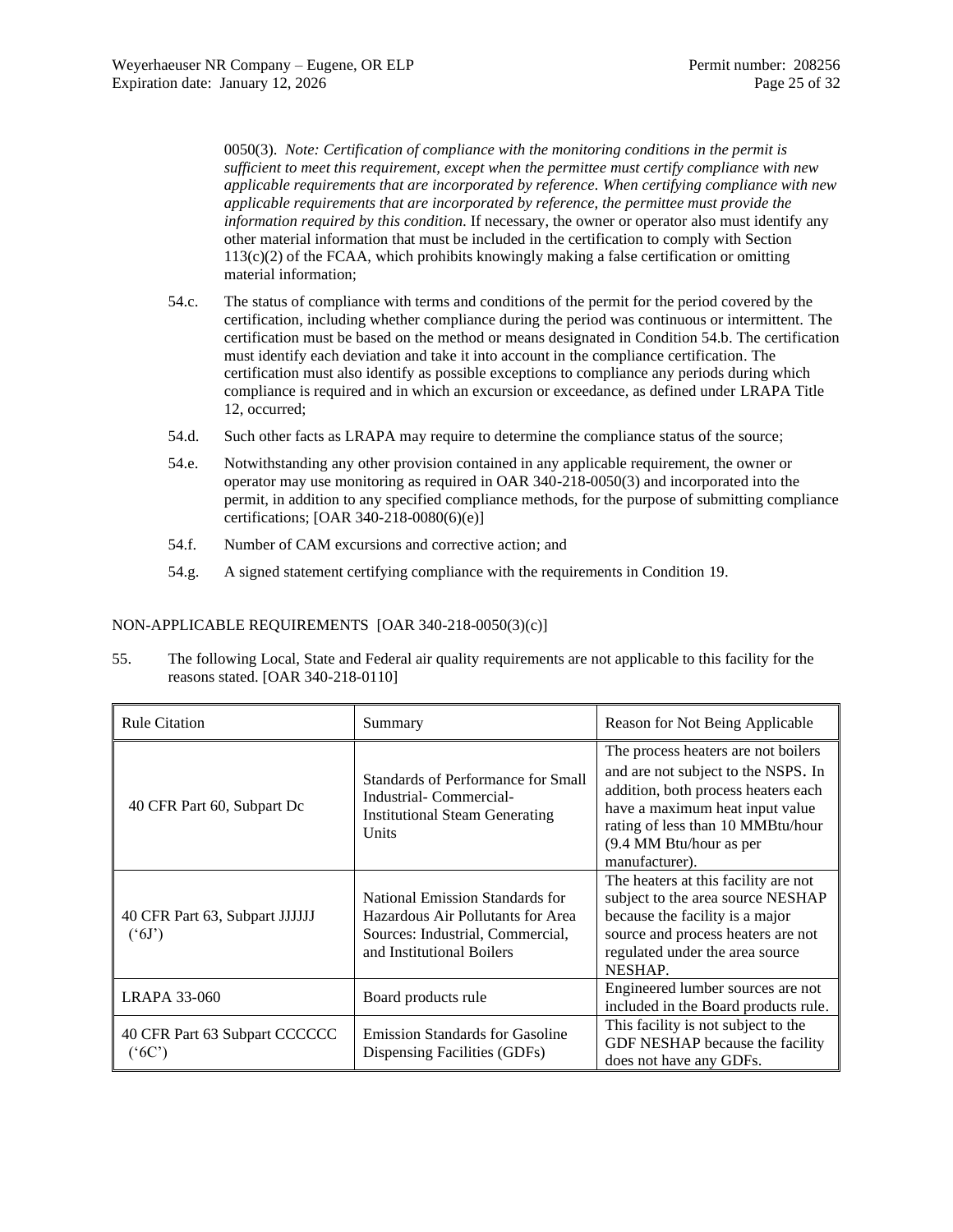0050(3). *Note: Certification of compliance with the monitoring conditions in the permit is sufficient to meet this requirement, except when the permittee must certify compliance with new applicable requirements that are incorporated by reference. When certifying compliance with new applicable requirements that are incorporated by reference, the permittee must provide the information required by this condition.* If necessary, the owner or operator also must identify any other material information that must be included in the certification to comply with Section 113(c)(2) of the FCAA, which prohibits knowingly making a false certification or omitting material information;

54.c. The status of compliance with terms and conditions of the permit for the period covered by the certification, including whether compliance during the period was continuous or intermittent. The certification must be based on the method or means designated in Condition 54.b. The certification must identify each deviation and take it into account in the compliance certification. The certification must also identify as possible exceptions to compliance any periods during which compliance is required and in which an excursion or exceedance, as defined under LRAPA Title 12, occurred;

54.d. Such other facts as LRAPA may require to determine the compliance status of the source;

54.e. Notwithstanding any other provision contained in any applicable requirement, the owner or operator may use monitoring as required in OAR 340-218-0050(3) and incorporated into the permit, in addition to any specified compliance methods, for the purpose of submitting compliance certifications; [OAR 340-218-0080(6)(e)]

54.f. Number of CAM excursions and corrective action; and

54.g. A signed statement certifying compliance with the requirements in Condition 19.

NON-APPLICABLE REQUIREMENTS [OAR 340-218-0050(3)(c)]

55. The following Local, State and Federal air quality requirements are not applicable to this facility for the reasons stated. [OAR 340-218-0110]

| Rule Citation | Summary | Reason for Not Being Applicable |
|---|---|---|
| 40 CFR Part 60, Subpart Dc | Standards of Performance for Small Industrial- Commercial-Institutional Steam Generating Units | The process heaters are not boilers and are not subject to the NSPS. In addition, both process heaters each have a maximum heat input value rating of less than 10 MMBtu/hour (9.4 MM Btu/hour as per manufacturer). |
| 40 CFR Part 63, Subpart JJJJJJ ('6J') | National Emission Standards for Hazardous Air Pollutants for Area Sources: Industrial, Commercial, and Institutional Boilers | The heaters at this facility are not subject to the area source NESHAP because the facility is a major source and process heaters are not regulated under the area source NESHAP. |
| LRAPA 33-060 | Board products rule | Engineered lumber sources are not included in the Board products rule. |
| 40 CFR Part 63 Subpart CCCCCC ('6C') | Emission Standards for Gasoline Dispensing Facilities (GDFs) | This facility is not subject to the GDF NESHAP because the facility does not have any GDFs. |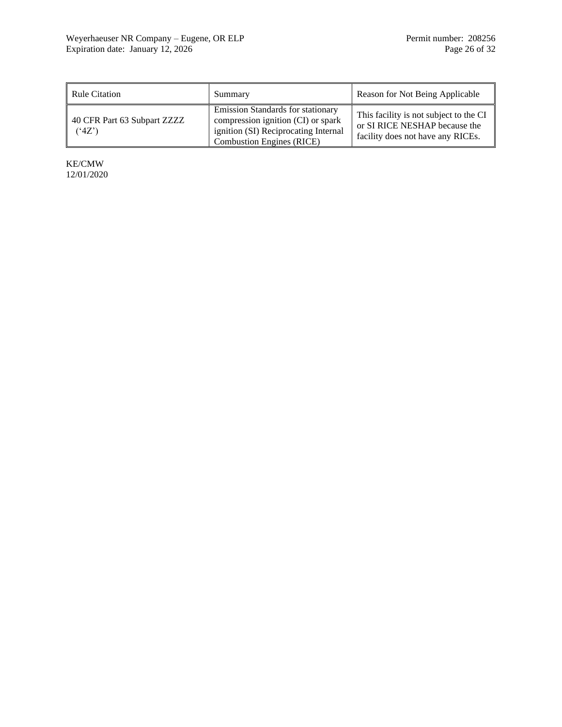| Rule Citation | Summary | Reason for Not Being Applicable |
|---|---|---|
| 40 CFR Part 63 Subpart ZZZZ (‘4Z’) | Emission Standards for stationary compression ignition (CI) or spark ignition (SI) Reciprocating Internal Combustion Engines (RICE) | This facility is not subject to the CI or SI RICE NESHAP because the facility does not have any RICEs. |

KE/CMW
12/01/2020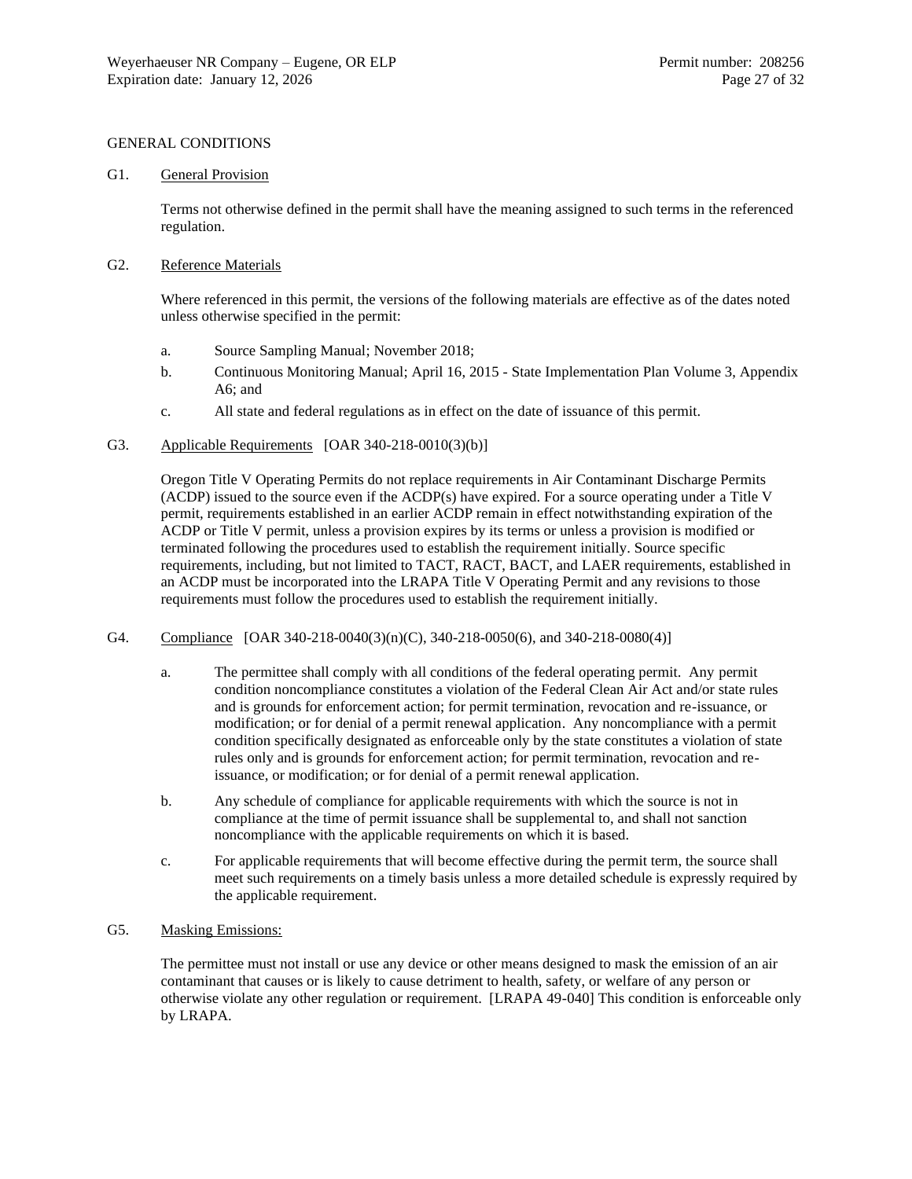## GENERAL CONDITIONS

G1. General Provision

Terms not otherwise defined in the permit shall have the meaning assigned to such terms in the referenced regulation.

G2. Reference Materials

Where referenced in this permit, the versions of the following materials are effective as of the dates noted unless otherwise specified in the permit:

a. Source Sampling Manual; November 2018;

b. Continuous Monitoring Manual; April 16, 2015 - State Implementation Plan Volume 3, Appendix A6; and

c. All state and federal regulations as in effect on the date of issuance of this permit.

G3. Applicable Requirements [OAR 340-218-0010(3)(b)]

Oregon Title V Operating Permits do not replace requirements in Air Contaminant Discharge Permits (ACDP) issued to the source even if the ACDP(s) have expired. For a source operating under a Title V permit, requirements established in an earlier ACDP remain in effect notwithstanding expiration of the ACDP or Title V permit, unless a provision expires by its terms or unless a provision is modified or terminated following the procedures used to establish the requirement initially. Source specific requirements, including, but not limited to TACT, RACT, BACT, and LAER requirements, established in an ACDP must be incorporated into the LRAPA Title V Operating Permit and any revisions to those requirements must follow the procedures used to establish the requirement initially.

G4. Compliance [OAR 340-218-0040(3)(n)(C), 340-218-0050(6), and 340-218-0080(4)]

a. The permittee shall comply with all conditions of the federal operating permit. Any permit condition noncompliance constitutes a violation of the Federal Clean Air Act and/or state rules and is grounds for enforcement action; for permit termination, revocation and re-issuance, or modification; or for denial of a permit renewal application. Any noncompliance with a permit condition specifically designated as enforceable only by the state constitutes a violation of state rules only and is grounds for enforcement action; for permit termination, revocation and re-issuance, or modification; or for denial of a permit renewal application.

b. Any schedule of compliance for applicable requirements with which the source is not in compliance at the time of permit issuance shall be supplemental to, and shall not sanction noncompliance with the applicable requirements on which it is based.

c. For applicable requirements that will become effective during the permit term, the source shall meet such requirements on a timely basis unless a more detailed schedule is expressly required by the applicable requirement.

G5. Masking Emissions:

The permittee must not install or use any device or other means designed to mask the emission of an air contaminant that causes or is likely to cause detriment to health, safety, or welfare of any person or otherwise violate any other regulation or requirement. [LRAPA 49-040] This condition is enforceable only by LRAPA.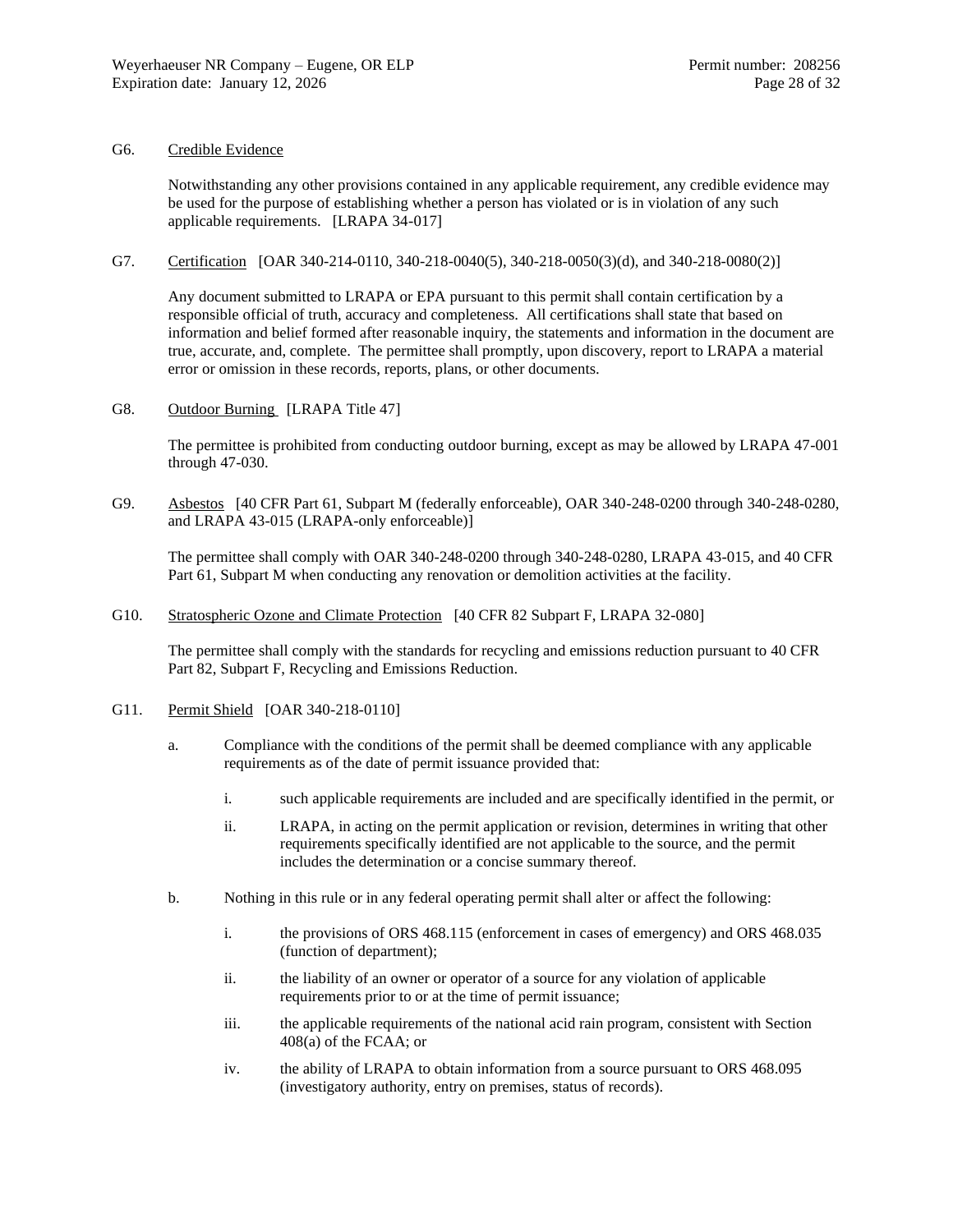G6. Credible Evidence

Notwithstanding any other provisions contained in any applicable requirement, any credible evidence may be used for the purpose of establishing whether a person has violated or is in violation of any such applicable requirements. [LRAPA 34-017]

G7. Certification [OAR 340-214-0110, 340-218-0040(5), 340-218-0050(3)(d), and 340-218-0080(2)]

Any document submitted to LRAPA or EPA pursuant to this permit shall contain certification by a responsible official of truth, accuracy and completeness. All certifications shall state that based on information and belief formed after reasonable inquiry, the statements and information in the document are true, accurate, and, complete. The permittee shall promptly, upon discovery, report to LRAPA a material error or omission in these records, reports, plans, or other documents.

G8. Outdoor Burning [LRAPA Title 47]

The permittee is prohibited from conducting outdoor burning, except as may be allowed by LRAPA 47-001 through 47-030.

G9. Asbestos [40 CFR Part 61, Subpart M (federally enforceable), OAR 340-248-0200 through 340-248-0280, and LRAPA 43-015 (LRAPA-only enforceable)]

The permittee shall comply with OAR 340-248-0200 through 340-248-0280, LRAPA 43-015, and 40 CFR Part 61, Subpart M when conducting any renovation or demolition activities at the facility.

G10. Stratospheric Ozone and Climate Protection [40 CFR 82 Subpart F, LRAPA 32-080]

The permittee shall comply with the standards for recycling and emissions reduction pursuant to 40 CFR Part 82, Subpart F, Recycling and Emissions Reduction.

G11. Permit Shield [OAR 340-218-0110]

a. Compliance with the conditions of the permit shall be deemed compliance with any applicable requirements as of the date of permit issuance provided that:

   i. such applicable requirements are included and are specifically identified in the permit, or

   ii. LRAPA, in acting on the permit application or revision, determines in writing that other requirements specifically identified are not applicable to the source, and the permit includes the determination or a concise summary thereof.

b. Nothing in this rule or in any federal operating permit shall alter or affect the following:

   i. the provisions of ORS 468.115 (enforcement in cases of emergency) and ORS 468.035 (function of department);

   ii. the liability of an owner or operator of a source for any violation of applicable requirements prior to or at the time of permit issuance;

   iii. the applicable requirements of the national acid rain program, consistent with Section 408(a) of the FCAA; or

   iv. the ability of LRAPA to obtain information from a source pursuant to ORS 468.095 (investigatory authority, entry on premises, status of records).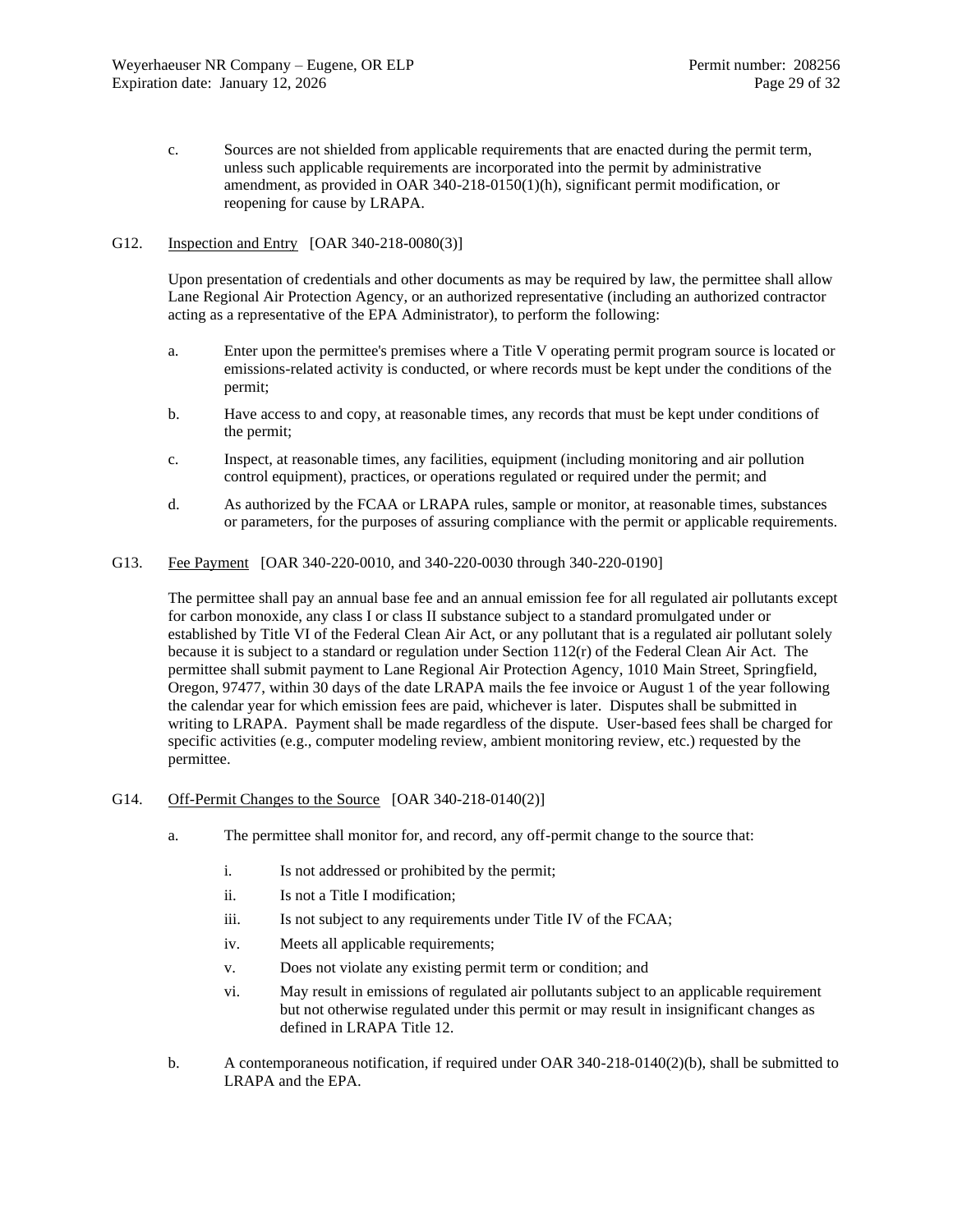c. Sources are not shielded from applicable requirements that are enacted during the permit term, unless such applicable requirements are incorporated into the permit by administrative amendment, as provided in OAR 340-218-0150(1)(h), significant permit modification, or reopening for cause by LRAPA.

G12. <u>Inspection and Entry</u> [OAR 340-218-0080(3)]

Upon presentation of credentials and other documents as may be required by law, the permittee shall allow Lane Regional Air Protection Agency, or an authorized representative (including an authorized contractor acting as a representative of the EPA Administrator), to perform the following:

a. Enter upon the permittee's premises where a Title V operating permit program source is located or emissions-related activity is conducted, or where records must be kept under the conditions of the permit;

b. Have access to and copy, at reasonable times, any records that must be kept under conditions of the permit;

c. Inspect, at reasonable times, any facilities, equipment (including monitoring and air pollution control equipment), practices, or operations regulated or required under the permit; and

d. As authorized by the FCAA or LRAPA rules, sample or monitor, at reasonable times, substances or parameters, for the purposes of assuring compliance with the permit or applicable requirements.

G13. <u>Fee Payment</u> [OAR 340-220-0010, and 340-220-0030 through 340-220-0190]

The permittee shall pay an annual base fee and an annual emission fee for all regulated air pollutants except for carbon monoxide, any class I or class II substance subject to a standard promulgated under or established by Title VI of the Federal Clean Air Act, or any pollutant that is a regulated air pollutant solely because it is subject to a standard or regulation under Section 112(r) of the Federal Clean Air Act. The permittee shall submit payment to Lane Regional Air Protection Agency, 1010 Main Street, Springfield, Oregon, 97477, within 30 days of the date LRAPA mails the fee invoice or August 1 of the year following the calendar year for which emission fees are paid, whichever is later. Disputes shall be submitted in writing to LRAPA. Payment shall be made regardless of the dispute. User-based fees shall be charged for specific activities (e.g., computer modeling review, ambient monitoring review, etc.) requested by the permittee.

G14. <u>Off-Permit Changes to the Source</u> [OAR 340-218-0140(2)]

a. The permittee shall monitor for, and record, any off-permit change to the source that:

   i. Is not addressed or prohibited by the permit;

   ii. Is not a Title I modification;

   iii. Is not subject to any requirements under Title IV of the FCAA;

   iv. Meets all applicable requirements;

   v. Does not violate any existing permit term or condition; and

   vi. May result in emissions of regulated air pollutants subject to an applicable requirement but not otherwise regulated under this permit or may result in insignificant changes as defined in LRAPA Title 12.

b. A contemporaneous notification, if required under OAR 340-218-0140(2)(b), shall be submitted to LRAPA and the EPA.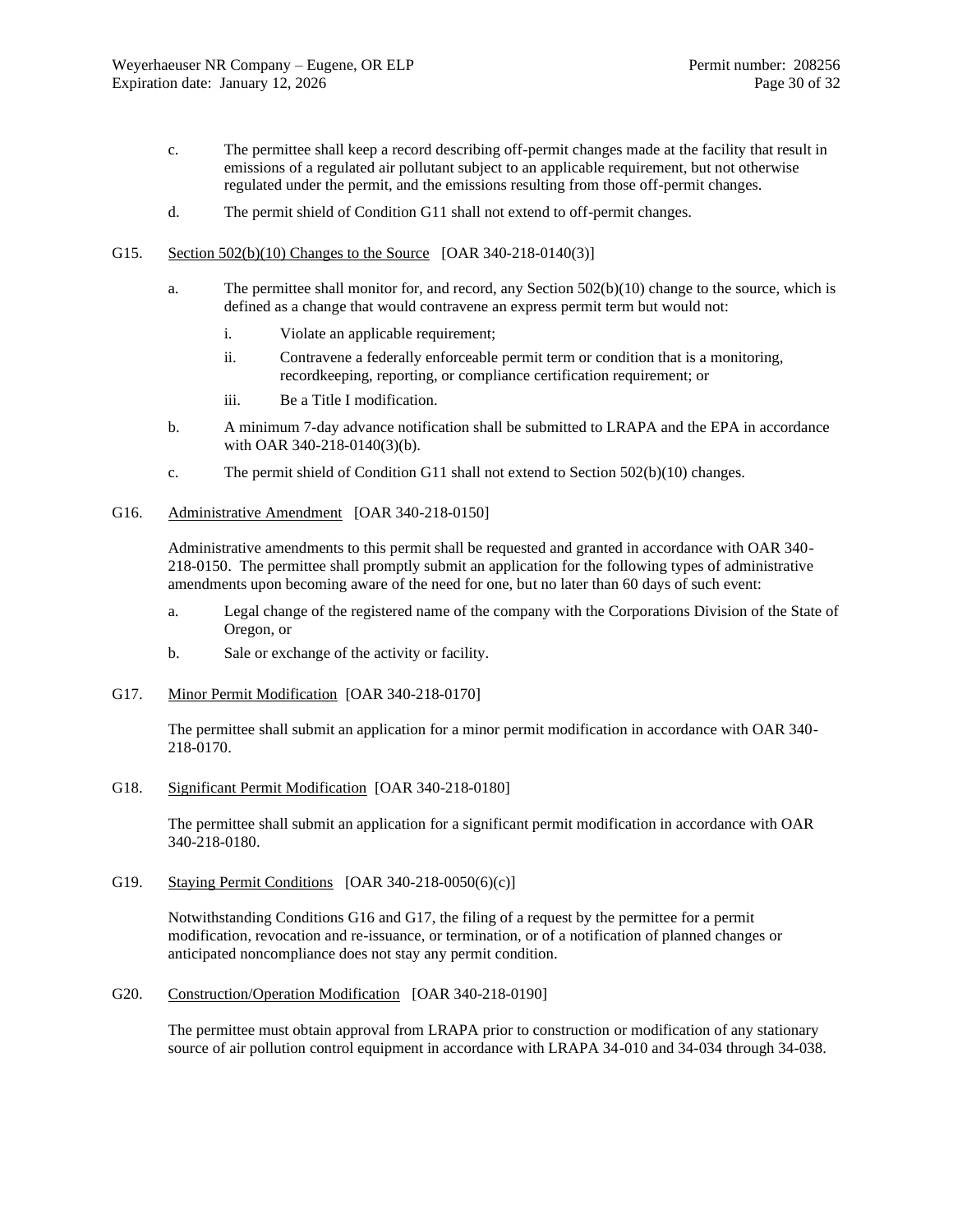c. The permittee shall keep a record describing off-permit changes made at the facility that result in emissions of a regulated air pollutant subject to an applicable requirement, but not otherwise regulated under the permit, and the emissions resulting from those off-permit changes.

d. The permit shield of Condition G11 shall not extend to off-permit changes.

G15. <u>Section 502(b)(10) Changes to the Source</u> [OAR 340-218-0140(3)]

a. The permittee shall monitor for, and record, any Section 502(b)(10) change to the source, which is defined as a change that would contravene an express permit term but would not:

  i. Violate an applicable requirement;

  ii. Contravene a federally enforceable permit term or condition that is a monitoring, recordkeeping, reporting, or compliance certification requirement; or

  iii. Be a Title I modification.

b. A minimum 7-day advance notification shall be submitted to LRAPA and the EPA in accordance with OAR 340-218-0140(3)(b).

c. The permit shield of Condition G11 shall not extend to Section 502(b)(10) changes.

G16. <u>Administrative Amendment</u> [OAR 340-218-0150]

Administrative amendments to this permit shall be requested and granted in accordance with OAR 340-218-0150. The permittee shall promptly submit an application for the following types of administrative amendments upon becoming aware of the need for one, but no later than 60 days of such event:

a. Legal change of the registered name of the company with the Corporations Division of the State of Oregon, or

b. Sale or exchange of the activity or facility.

G17. <u>Minor Permit Modification</u> [OAR 340-218-0170]

The permittee shall submit an application for a minor permit modification in accordance with OAR 340-218-0170.

G18. <u>Significant Permit Modification</u> [OAR 340-218-0180]

The permittee shall submit an application for a significant permit modification in accordance with OAR 340-218-0180.

G19. <u>Staying Permit Conditions</u> [OAR 340-218-0050(6)(c)]

Notwithstanding Conditions G16 and G17, the filing of a request by the permittee for a permit modification, revocation and re-issuance, or termination, or of a notification of planned changes or anticipated noncompliance does not stay any permit condition.

G20. <u>Construction/Operation Modification</u> [OAR 340-218-0190]

The permittee must obtain approval from LRAPA prior to construction or modification of any stationary source of air pollution control equipment in accordance with LRAPA 34-010 and 34-034 through 34-038.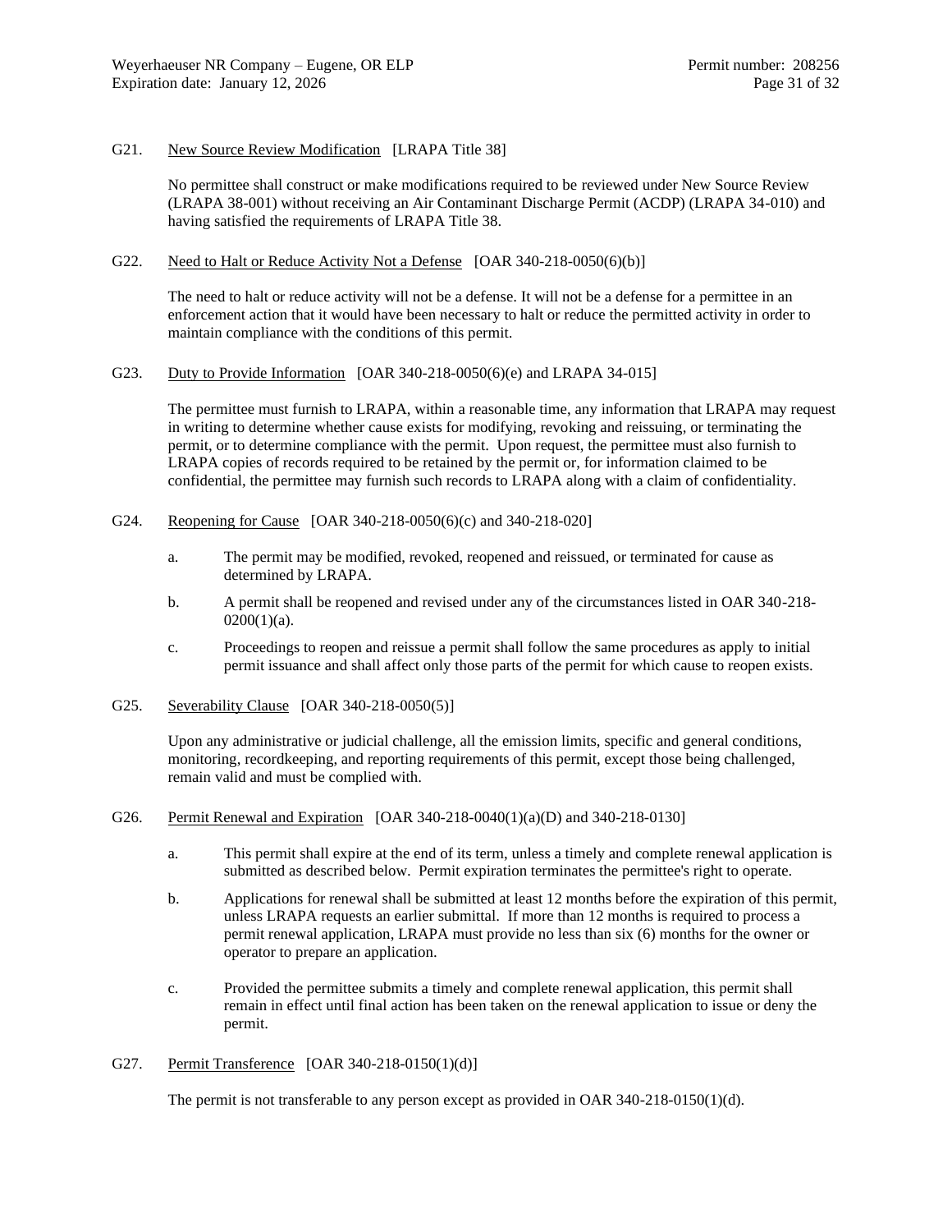G21. New Source Review Modification [LRAPA Title 38]

No permittee shall construct or make modifications required to be reviewed under New Source Review (LRAPA 38-001) without receiving an Air Contaminant Discharge Permit (ACDP) (LRAPA 34-010) and having satisfied the requirements of LRAPA Title 38.

G22. Need to Halt or Reduce Activity Not a Defense [OAR 340-218-0050(6)(b)]

The need to halt or reduce activity will not be a defense. It will not be a defense for a permittee in an enforcement action that it would have been necessary to halt or reduce the permitted activity in order to maintain compliance with the conditions of this permit.

G23. Duty to Provide Information [OAR 340-218-0050(6)(e) and LRAPA 34-015]

The permittee must furnish to LRAPA, within a reasonable time, any information that LRAPA may request in writing to determine whether cause exists for modifying, revoking and reissuing, or terminating the permit, or to determine compliance with the permit. Upon request, the permittee must also furnish to LRAPA copies of records required to be retained by the permit or, for information claimed to be confidential, the permittee may furnish such records to LRAPA along with a claim of confidentiality.

G24. Reopening for Cause [OAR 340-218-0050(6)(c) and 340-218-020]

a. The permit may be modified, revoked, reopened and reissued, or terminated for cause as determined by LRAPA.

b. A permit shall be reopened and revised under any of the circumstances listed in OAR 340-218-0200(1)(a).

c. Proceedings to reopen and reissue a permit shall follow the same procedures as apply to initial permit issuance and shall affect only those parts of the permit for which cause to reopen exists.

G25. Severability Clause [OAR 340-218-0050(5)]

Upon any administrative or judicial challenge, all the emission limits, specific and general conditions, monitoring, recordkeeping, and reporting requirements of this permit, except those being challenged, remain valid and must be complied with.

G26. Permit Renewal and Expiration [OAR 340-218-0040(1)(a)(D) and 340-218-0130]

a. This permit shall expire at the end of its term, unless a timely and complete renewal application is submitted as described below. Permit expiration terminates the permittee's right to operate.

b. Applications for renewal shall be submitted at least 12 months before the expiration of this permit, unless LRAPA requests an earlier submittal. If more than 12 months is required to process a permit renewal application, LRAPA must provide no less than six (6) months for the owner or operator to prepare an application.

c. Provided the permittee submits a timely and complete renewal application, this permit shall remain in effect until final action has been taken on the renewal application to issue or deny the permit.

G27. Permit Transference [OAR 340-218-0150(1)(d)]

The permit is not transferable to any person except as provided in OAR 340-218-0150(1)(d).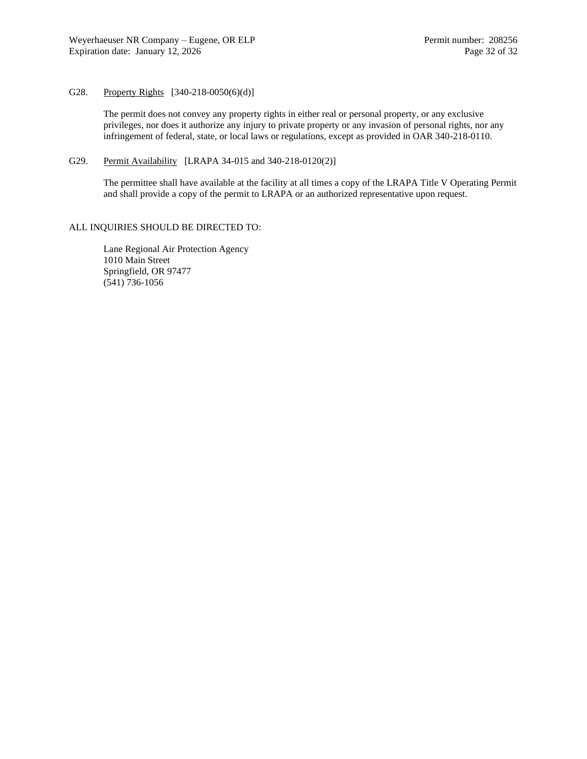G28. Property Rights [340-218-0050(6)(d)]

The permit does not convey any property rights in either real or personal property, or any exclusive privileges, nor does it authorize any injury to private property or any invasion of personal rights, nor any infringement of federal, state, or local laws or regulations, except as provided in OAR 340-218-0110.

G29. Permit Availability [LRAPA 34-015 and 340-218-0120(2)]

The permittee shall have available at the facility at all times a copy of the LRAPA Title V Operating Permit and shall provide a copy of the permit to LRAPA or an authorized representative upon request.

ALL INQUIRIES SHOULD BE DIRECTED TO:

Lane Regional Air Protection Agency
1010 Main Street
Springfield, OR 97477
(541) 736-1056